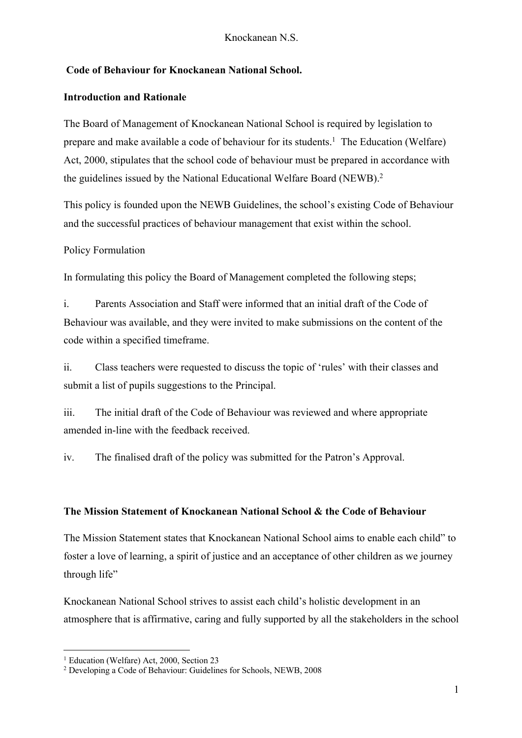**Code of Behaviour for Knockanean National School.**

**Introduction and Rationale**

The Board of Management of Knockanean National School is required by legislation to prepare and make available a code of behaviour for its students.[1] The Education (Welfare) Act, 2000, stipulates that the school code of behaviour must be prepared in accordance with the guidelines issued by the National Educational Welfare Board (NEWB).[2]

This policy is founded upon the NEWB Guidelines, the school's existing Code of Behaviour and the successful practices of behaviour management that exist within the school.

Policy Formulation

In formulating this policy the Board of Management completed the following steps;

i. Parents Association and Staff were informed that an initial draft of the Code of Behaviour was available, and they were invited to make submissions on the content of the code within a specified timeframe.

ii. Class teachers were requested to discuss the topic of 'rules' with their classes and submit a list of pupils suggestions to the Principal.

iii. The initial draft of the Code of Behaviour was reviewed and where appropriate amended in-line with the feedback received.

iv. The finalised draft of the policy was submitted for the Patron's Approval.

**The Mission Statement of Knockanean National School & the Code of Behaviour**

The Mission Statement states that Knockanean National School aims to enable each child" to foster a love of learning, a spirit of justice and an acceptance of other children as we journey through life"

Knockanean National School strives to assist each child's holistic development in an atmosphere that is affirmative, caring and fully supported by all the stakeholders in the school

---

[1] Education (Welfare) Act, 2000, Section 23

[2] Developing a Code of Behaviour: Guidelines for Schools, NEWB, 2008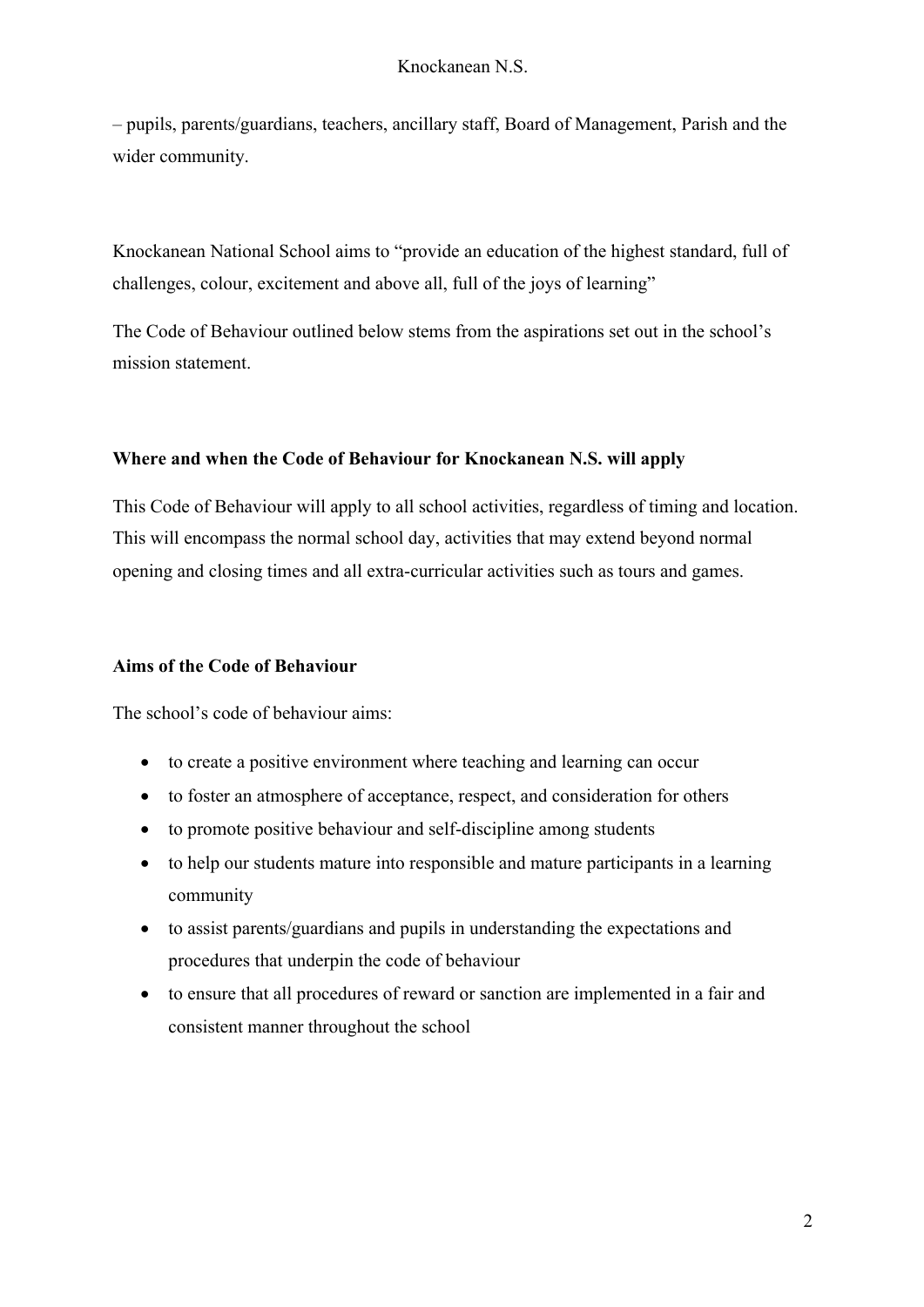– pupils, parents/guardians, teachers, ancillary staff, Board of Management, Parish and the wider community.

Knockanean National School aims to "provide an education of the highest standard, full of challenges, colour, excitement and above all, full of the joys of learning"

The Code of Behaviour outlined below stems from the aspirations set out in the school's mission statement.

**Where and when the Code of Behaviour for Knockanean N.S. will apply**

This Code of Behaviour will apply to all school activities, regardless of timing and location. This will encompass the normal school day, activities that may extend beyond normal opening and closing times and all extra-curricular activities such as tours and games.

**Aims of the Code of Behaviour**

The school's code of behaviour aims:

- to create a positive environment where teaching and learning can occur
- to foster an atmosphere of acceptance, respect, and consideration for others
- to promote positive behaviour and self-discipline among students
- to help our students mature into responsible and mature participants in a learning community
- to assist parents/guardians and pupils in understanding the expectations and procedures that underpin the code of behaviour
- to ensure that all procedures of reward or sanction are implemented in a fair and consistent manner throughout the school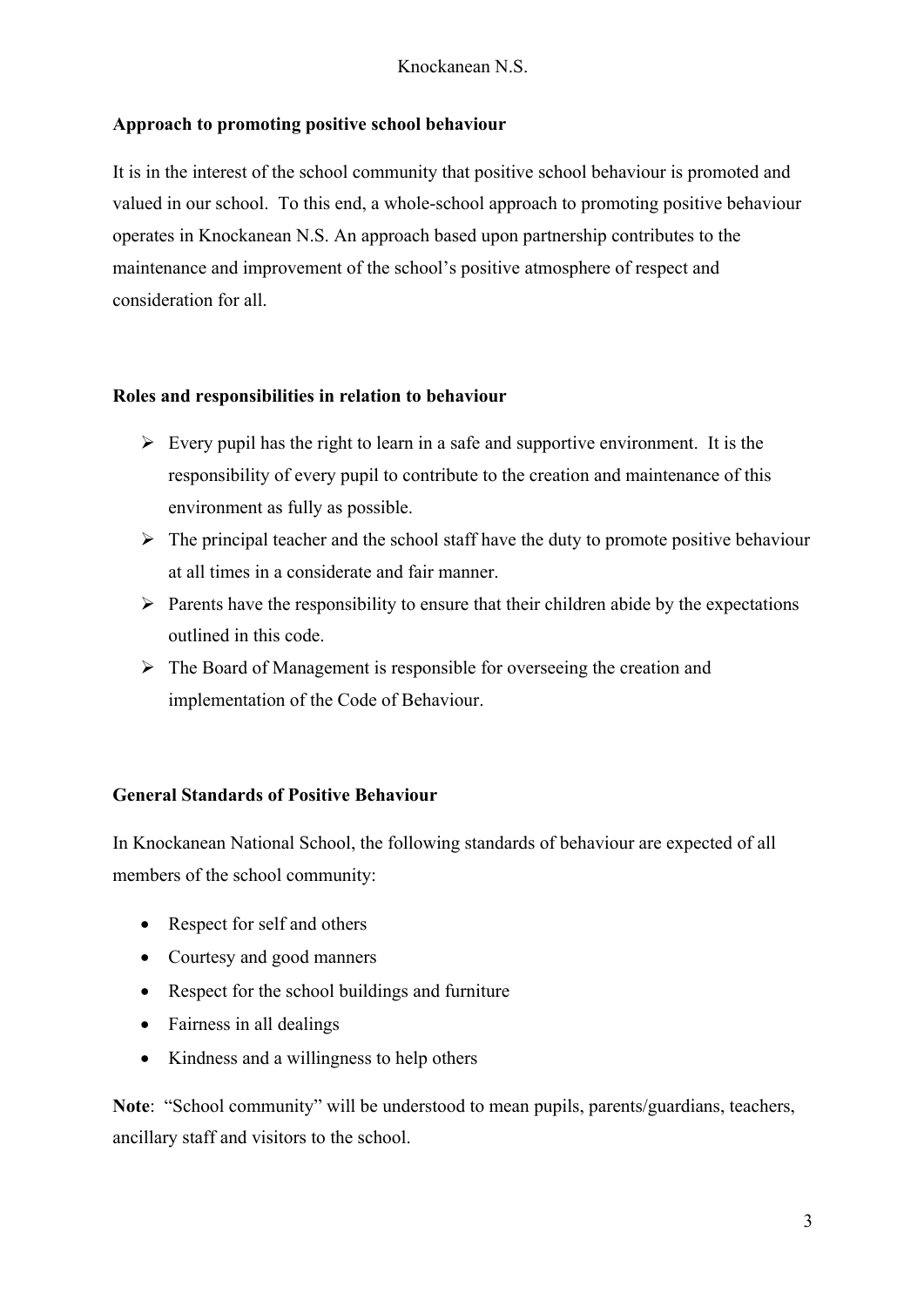**Approach to promoting positive school behaviour**

It is in the interest of the school community that positive school behaviour is promoted and valued in our school. To this end, a whole-school approach to promoting positive behaviour operates in Knockanean N.S. An approach based upon partnership contributes to the maintenance and improvement of the school's positive atmosphere of respect and consideration for all.

**Roles and responsibilities in relation to behaviour**

- Every pupil has the right to learn in a safe and supportive environment. It is the responsibility of every pupil to contribute to the creation and maintenance of this environment as fully as possible.
- The principal teacher and the school staff have the duty to promote positive behaviour at all times in a considerate and fair manner.
- Parents have the responsibility to ensure that their children abide by the expectations outlined in this code.
- The Board of Management is responsible for overseeing the creation and implementation of the Code of Behaviour.

**General Standards of Positive Behaviour**

In Knockanean National School, the following standards of behaviour are expected of all members of the school community:

- Respect for self and others
- Courtesy and good manners
- Respect for the school buildings and furniture
- Fairness in all dealings
- Kindness and a willingness to help others

**Note**: "School community" will be understood to mean pupils, parents/guardians, teachers, ancillary staff and visitors to the school.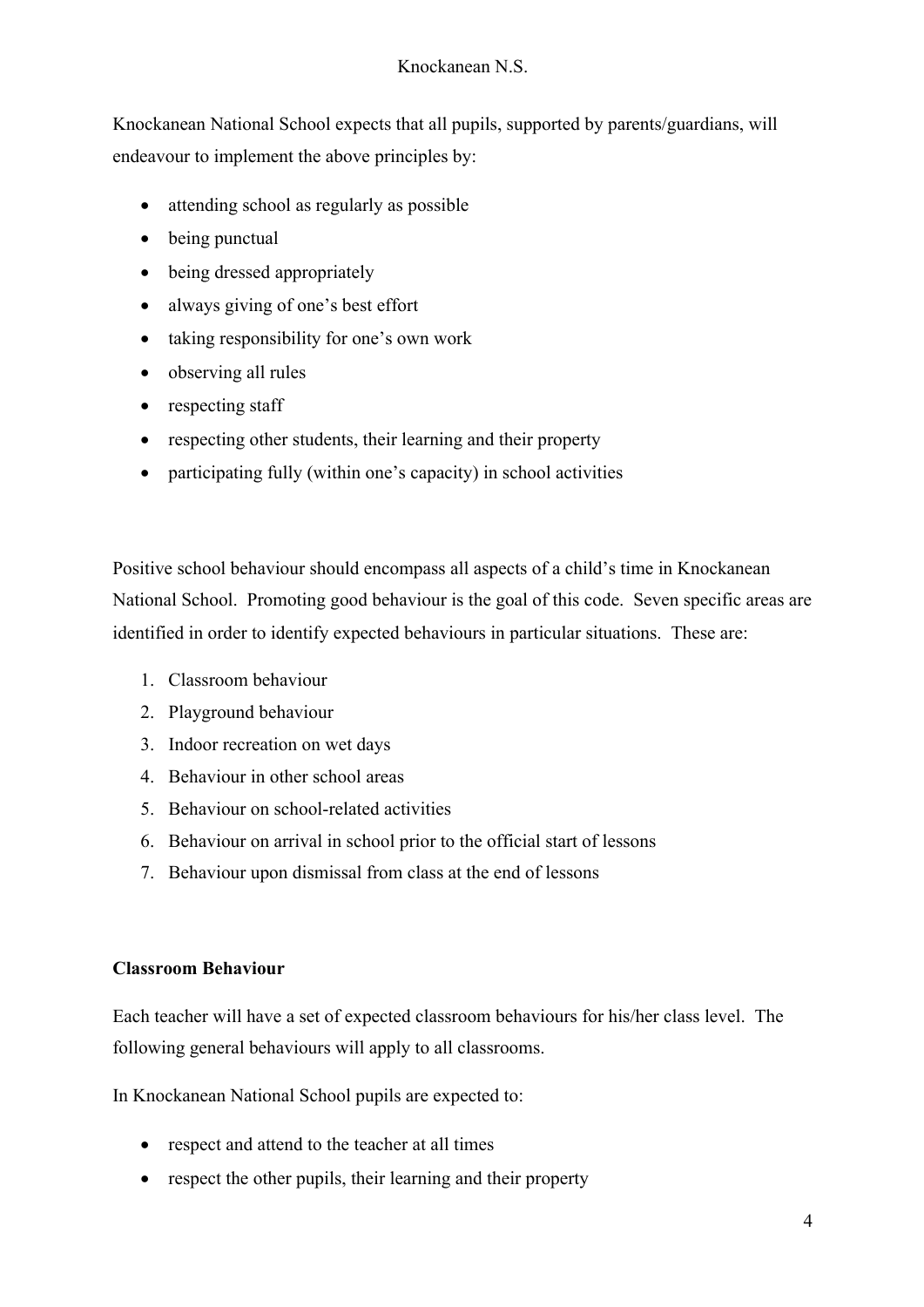Knockanean National School expects that all pupils, supported by parents/guardians, will endeavour to implement the above principles by:

- attending school as regularly as possible
- being punctual
- being dressed appropriately
- always giving of one's best effort
- taking responsibility for one's own work
- observing all rules
- respecting staff
- respecting other students, their learning and their property
- participating fully (within one's capacity) in school activities

Positive school behaviour should encompass all aspects of a child's time in Knockanean National School. Promoting good behaviour is the goal of this code. Seven specific areas are identified in order to identify expected behaviours in particular situations. These are:

1. Classroom behaviour
2. Playground behaviour
3. Indoor recreation on wet days
4. Behaviour in other school areas
5. Behaviour on school-related activities
6. Behaviour on arrival in school prior to the official start of lessons
7. Behaviour upon dismissal from class at the end of lessons

**Classroom Behaviour**

Each teacher will have a set of expected classroom behaviours for his/her class level. The following general behaviours will apply to all classrooms.

In Knockanean National School pupils are expected to:

- respect and attend to the teacher at all times
- respect the other pupils, their learning and their property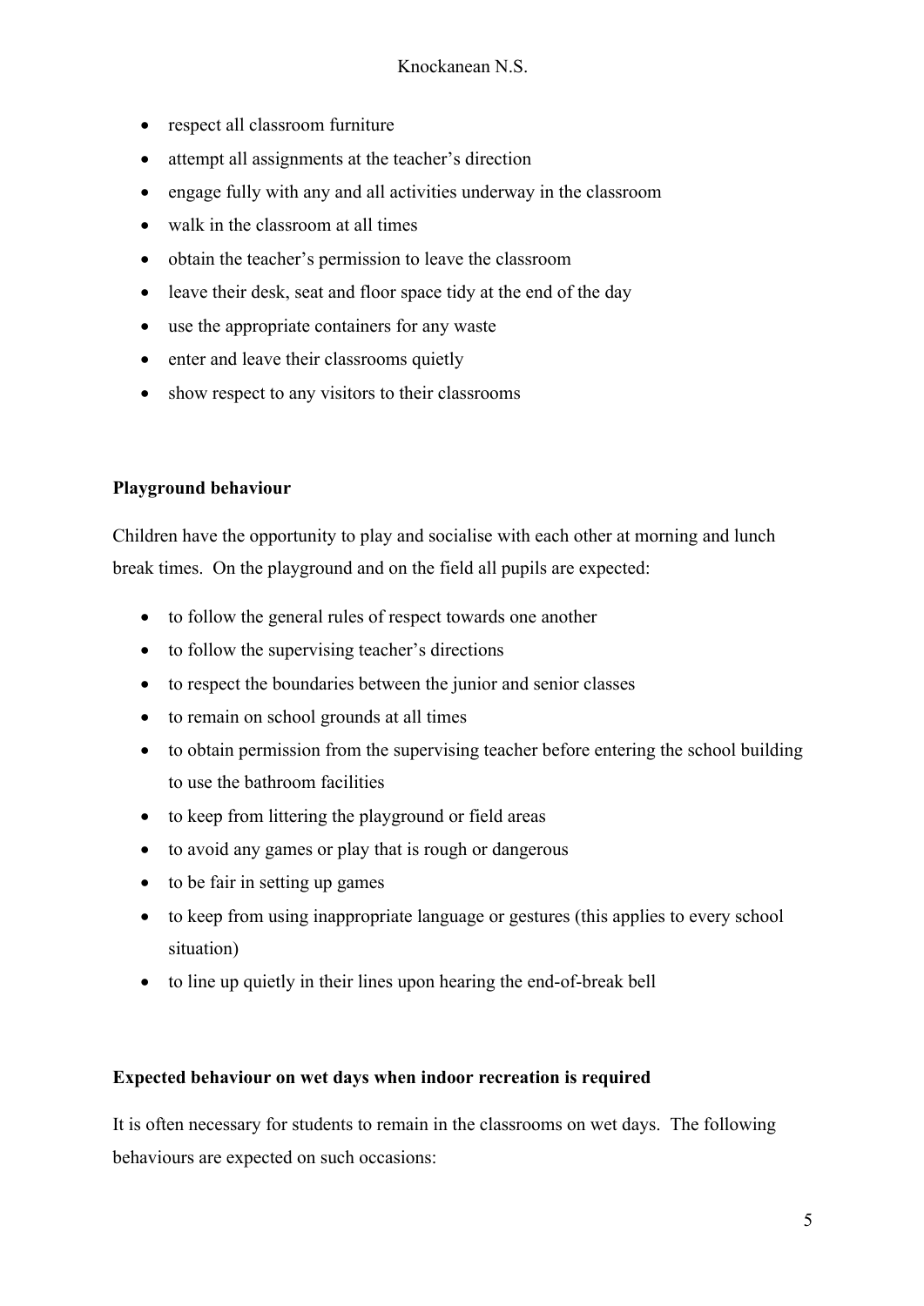- respect all classroom furniture
- attempt all assignments at the teacher's direction
- engage fully with any and all activities underway in the classroom
- walk in the classroom at all times
- obtain the teacher's permission to leave the classroom
- leave their desk, seat and floor space tidy at the end of the day
- use the appropriate containers for any waste
- enter and leave their classrooms quietly
- show respect to any visitors to their classrooms

**Playground behaviour**

Children have the opportunity to play and socialise with each other at morning and lunch break times. On the playground and on the field all pupils are expected:

- to follow the general rules of respect towards one another
- to follow the supervising teacher's directions
- to respect the boundaries between the junior and senior classes
- to remain on school grounds at all times
- to obtain permission from the supervising teacher before entering the school building to use the bathroom facilities
- to keep from littering the playground or field areas
- to avoid any games or play that is rough or dangerous
- to be fair in setting up games
- to keep from using inappropriate language or gestures (this applies to every school situation)
- to line up quietly in their lines upon hearing the end-of-break bell

**Expected behaviour on wet days when indoor recreation is required**

It is often necessary for students to remain in the classrooms on wet days. The following behaviours are expected on such occasions: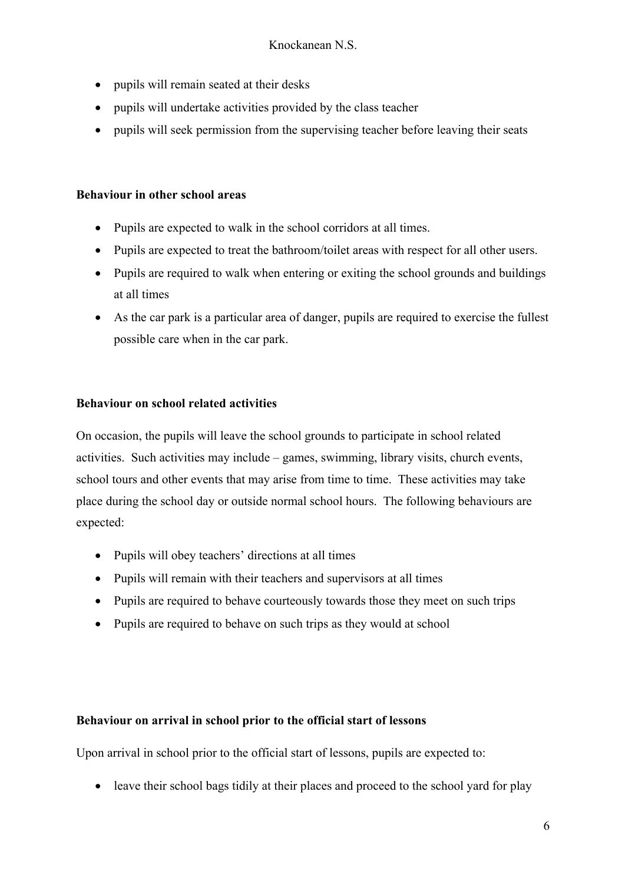- pupils will remain seated at their desks
- pupils will undertake activities provided by the class teacher
- pupils will seek permission from the supervising teacher before leaving their seats

**Behaviour in other school areas**

- Pupils are expected to walk in the school corridors at all times.
- Pupils are expected to treat the bathroom/toilet areas with respect for all other users.
- Pupils are required to walk when entering or exiting the school grounds and buildings at all times
- As the car park is a particular area of danger, pupils are required to exercise the fullest possible care when in the car park.

**Behaviour on school related activities**

On occasion, the pupils will leave the school grounds to participate in school related activities. Such activities may include – games, swimming, library visits, church events, school tours and other events that may arise from time to time. These activities may take place during the school day or outside normal school hours. The following behaviours are expected:

- Pupils will obey teachers' directions at all times
- Pupils will remain with their teachers and supervisors at all times
- Pupils are required to behave courteously towards those they meet on such trips
- Pupils are required to behave on such trips as they would at school

**Behaviour on arrival in school prior to the official start of lessons**

Upon arrival in school prior to the official start of lessons, pupils are expected to:

- leave their school bags tidily at their places and proceed to the school yard for play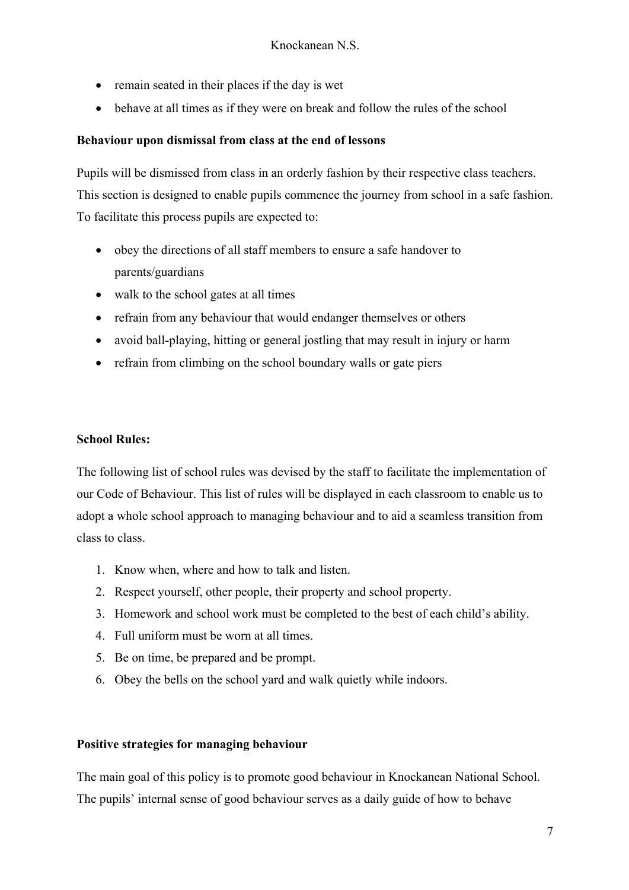- remain seated in their places if the day is wet
- behave at all times as if they were on break and follow the rules of the school

**Behaviour upon dismissal from class at the end of lessons**

Pupils will be dismissed from class in an orderly fashion by their respective class teachers. This section is designed to enable pupils commence the journey from school in a safe fashion. To facilitate this process pupils are expected to:

- obey the directions of all staff members to ensure a safe handover to parents/guardians
- walk to the school gates at all times
- refrain from any behaviour that would endanger themselves or others
- avoid ball-playing, hitting or general jostling that may result in injury or harm
- refrain from climbing on the school boundary walls or gate piers

**School Rules:**

The following list of school rules was devised by the staff to facilitate the implementation of our Code of Behaviour. This list of rules will be displayed in each classroom to enable us to adopt a whole school approach to managing behaviour and to aid a seamless transition from class to class.

1. Know when, where and how to talk and listen.
2. Respect yourself, other people, their property and school property.
3. Homework and school work must be completed to the best of each child's ability.
4. Full uniform must be worn at all times.
5. Be on time, be prepared and be prompt.
6. Obey the bells on the school yard and walk quietly while indoors.

**Positive strategies for managing behaviour**

The main goal of this policy is to promote good behaviour in Knockanean National School. The pupils' internal sense of good behaviour serves as a daily guide of how to behave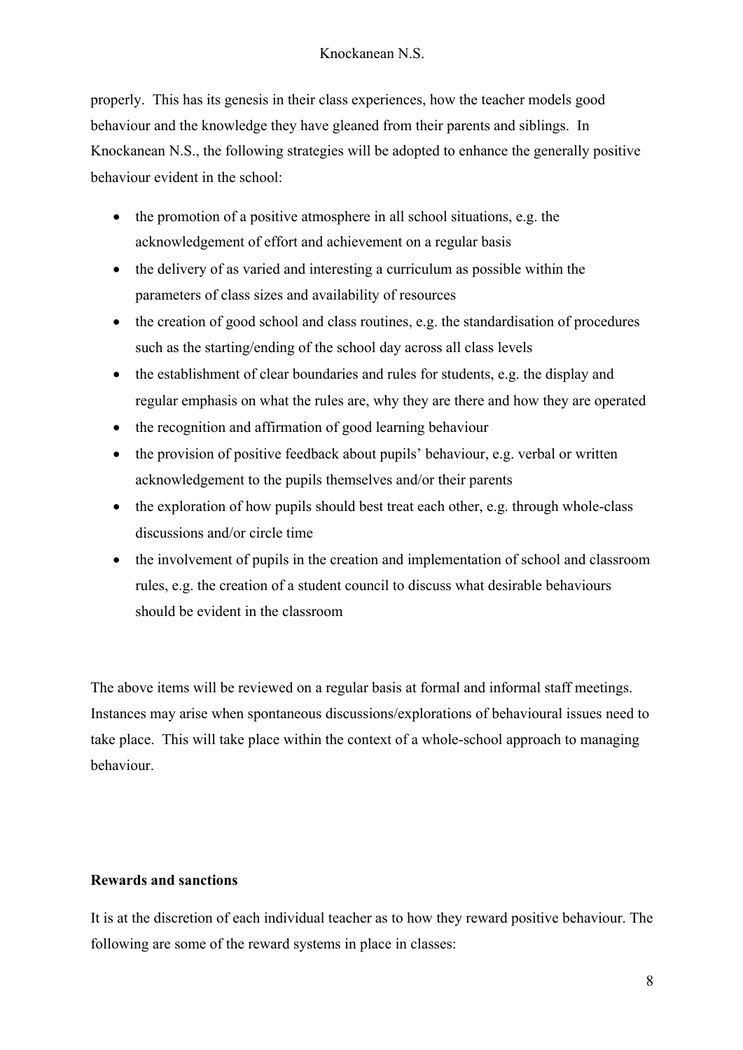properly. This has its genesis in their class experiences, how the teacher models good behaviour and the knowledge they have gleaned from their parents and siblings. In Knockanean N.S., the following strategies will be adopted to enhance the generally positive behaviour evident in the school:

- the promotion of a positive atmosphere in all school situations, e.g. the acknowledgement of effort and achievement on a regular basis
- the delivery of as varied and interesting a curriculum as possible within the parameters of class sizes and availability of resources
- the creation of good school and class routines, e.g. the standardisation of procedures such as the starting/ending of the school day across all class levels
- the establishment of clear boundaries and rules for students, e.g. the display and regular emphasis on what the rules are, why they are there and how they are operated
- the recognition and affirmation of good learning behaviour
- the provision of positive feedback about pupils' behaviour, e.g. verbal or written acknowledgement to the pupils themselves and/or their parents
- the exploration of how pupils should best treat each other, e.g. through whole-class discussions and/or circle time
- the involvement of pupils in the creation and implementation of school and classroom rules, e.g. the creation of a student council to discuss what desirable behaviours should be evident in the classroom

The above items will be reviewed on a regular basis at formal and informal staff meetings. Instances may arise when spontaneous discussions/explorations of behavioural issues need to take place. This will take place within the context of a whole-school approach to managing behaviour.

**Rewards and sanctions**

It is at the discretion of each individual teacher as to how they reward positive behaviour. The following are some of the reward systems in place in classes: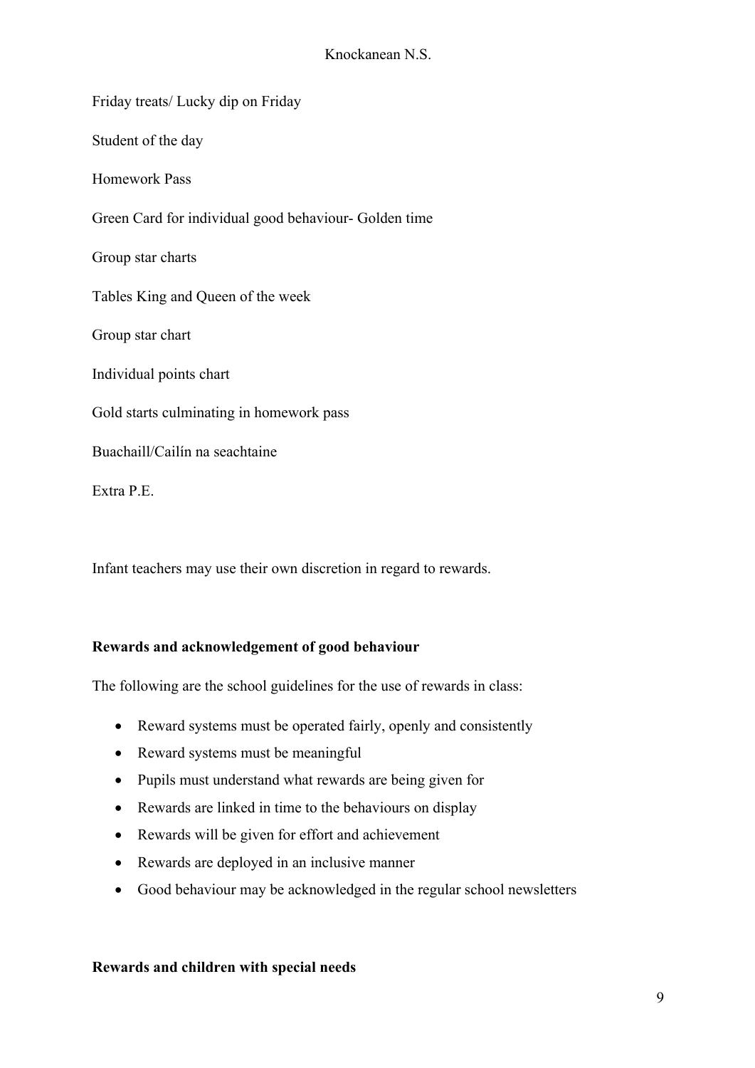Friday treats/ Lucky dip on Friday

Student of the day

Homework Pass

Green Card for individual good behaviour- Golden time

Group star charts

Tables King and Queen of the week

Group star chart

Individual points chart

Gold starts culminating in homework pass

Buachaill/Cailín na seachtaine

Extra P.E.

Infant teachers may use their own discretion in regard to rewards.

**Rewards and acknowledgement of good behaviour**

The following are the school guidelines for the use of rewards in class:

- Reward systems must be operated fairly, openly and consistently
- Reward systems must be meaningful
- Pupils must understand what rewards are being given for
- Rewards are linked in time to the behaviours on display
- Rewards will be given for effort and achievement
- Rewards are deployed in an inclusive manner
- Good behaviour may be acknowledged in the regular school newsletters

**Rewards and children with special needs**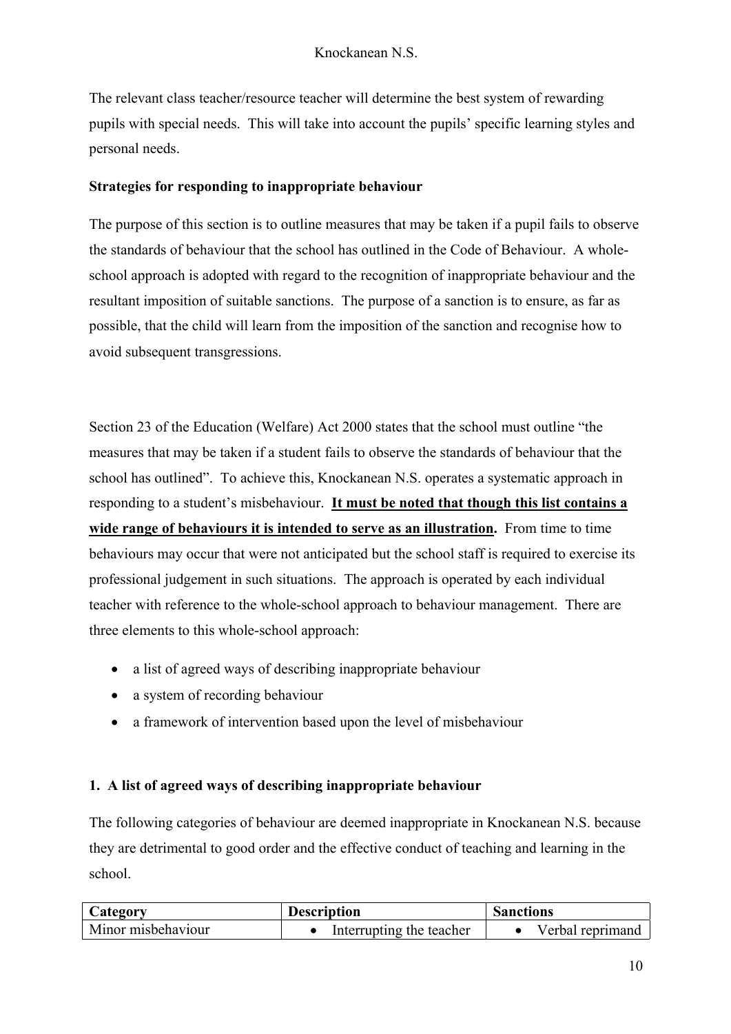The relevant class teacher/resource teacher will determine the best system of rewarding pupils with special needs. This will take into account the pupils' specific learning styles and personal needs.

**Strategies for responding to inappropriate behaviour**

The purpose of this section is to outline measures that may be taken if a pupil fails to observe the standards of behaviour that the school has outlined in the Code of Behaviour. A whole-school approach is adopted with regard to the recognition of inappropriate behaviour and the resultant imposition of suitable sanctions. The purpose of a sanction is to ensure, as far as possible, that the child will learn from the imposition of the sanction and recognise how to avoid subsequent transgressions.

Section 23 of the Education (Welfare) Act 2000 states that the school must outline "the measures that may be taken if a student fails to observe the standards of behaviour that the school has outlined". To achieve this, Knockanean N.S. operates a systematic approach in responding to a student's misbehaviour. **<u>It must be noted that though this list contains a wide range of behaviours it is intended to serve as an illustration</u>.** From time to time behaviours may occur that were not anticipated but the school staff is required to exercise its professional judgement in such situations. The approach is operated by each individual teacher with reference to the whole-school approach to behaviour management. There are three elements to this whole-school approach:

- a list of agreed ways of describing inappropriate behaviour
- a system of recording behaviour
- a framework of intervention based upon the level of misbehaviour

**1. A list of agreed ways of describing inappropriate behaviour**

The following categories of behaviour are deemed inappropriate in Knockanean N.S. because they are detrimental to good order and the effective conduct of teaching and learning in the school.

| Category | Description | Sanctions |
|---|---|---|
| Minor misbehaviour | • Interrupting the teacher | • Verbal reprimand |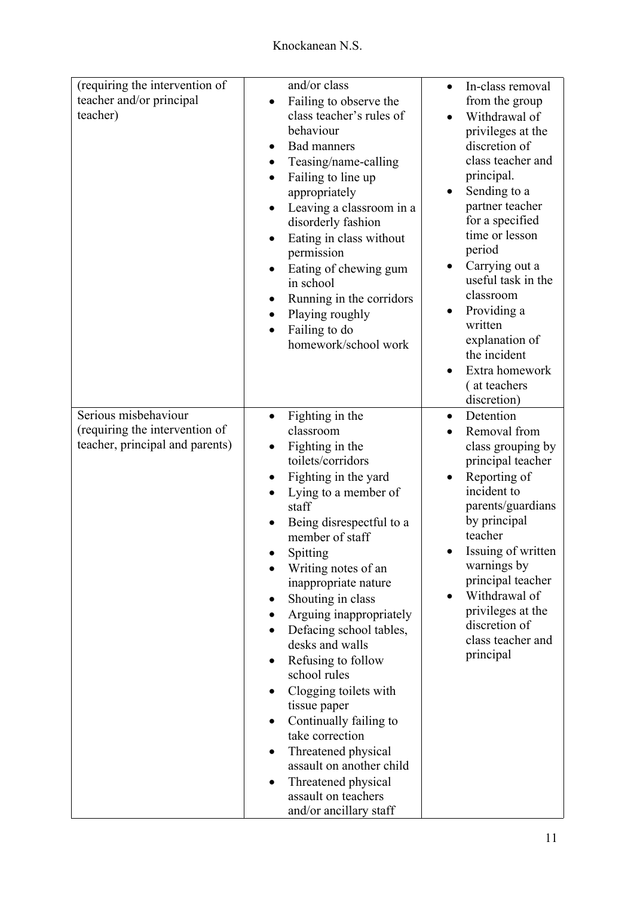| | | |
|---|---|---|
| (requiring the intervention of teacher and/or principal teacher) | and/or class<br>• Failing to observe the class teacher's rules of behaviour<br>• Bad manners<br>• Teasing/name-calling<br>• Failing to line up appropriately<br>• Leaving a classroom in a disorderly fashion<br>• Eating in class without permission<br>• Eating of chewing gum in school<br>• Running in the corridors<br>• Playing roughly<br>• Failing to do homework/school work | • In-class removal from the group<br>• Withdrawal of privileges at the discretion of class teacher and principal.<br>• Sending to a partner teacher for a specified time or lesson period<br>• Carrying out a useful task in the classroom<br>• Providing a written explanation of the incident<br>• Extra homework ( at teachers discretion) |
| Serious misbehaviour (requiring the intervention of teacher, principal and parents) | • Fighting in the classroom<br>• Fighting in the toilets/corridors<br>• Fighting in the yard<br>• Lying to a member of staff<br>• Being disrespectful to a member of staff<br>• Spitting<br>• Writing notes of an inappropriate nature<br>• Shouting in class<br>• Arguing inappropriately<br>• Defacing school tables, desks and walls<br>• Refusing to follow school rules<br>• Clogging toilets with tissue paper<br>• Continually failing to take correction<br>• Threatened physical assault on another child<br>• Threatened physical assault on teachers and/or ancillary staff | • Detention<br>• Removal from class grouping by principal teacher<br>• Reporting of incident to parents/guardians by principal teacher<br>• Issuing of written warnings by principal teacher<br>• Withdrawal of privileges at the discretion of class teacher and principal |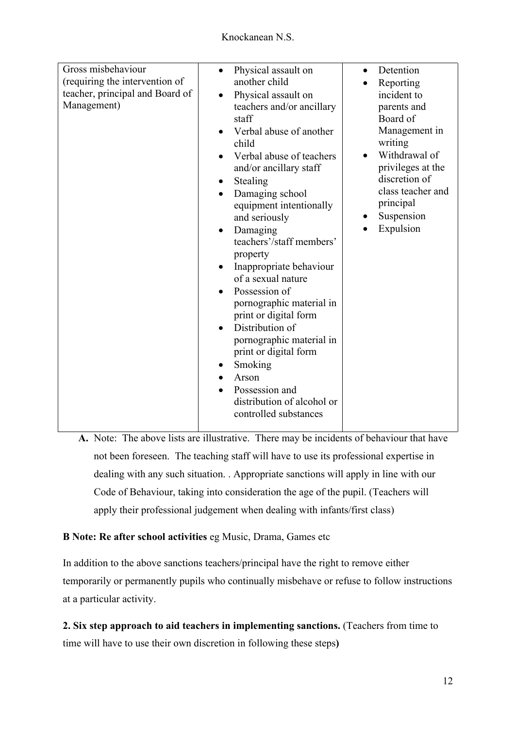| | | |
|---|---|---|
| Gross misbehaviour (requiring the intervention of teacher, principal and Board of Management) | • Physical assault on another child<br>• Physical assault on teachers and/or ancillary staff<br>• Verbal abuse of another child<br>• Verbal abuse of teachers and/or ancillary staff<br>• Stealing<br>• Damaging school equipment intentionally and seriously<br>• Damaging teachers'/staff members' property<br>• Inappropriate behaviour of a sexual nature<br>• Possession of pornographic material in print or digital form<br>• Distribution of pornographic material in print or digital form<br>• Smoking<br>• Arson<br>• Possession and distribution of alcohol or controlled substances | • Detention<br>• Reporting incident to parents and Board of Management in writing<br>• Withdrawal of privileges at the discretion of class teacher and principal<br>• Suspension<br>• Expulsion |

**A.** Note: The above lists are illustrative. There may be incidents of behaviour that have not been foreseen. The teaching staff will have to use its professional expertise in dealing with any such situation. . Appropriate sanctions will apply in line with our Code of Behaviour, taking into consideration the age of the pupil. (Teachers will apply their professional judgement when dealing with infants/first class)

**B Note: Re after school activities** eg Music, Drama, Games etc

In addition to the above sanctions teachers/principal have the right to remove either temporarily or permanently pupils who continually misbehave or refuse to follow instructions at a particular activity.

**2. Six step approach to aid teachers in implementing sanctions.** (Teachers from time to time will have to use their own discretion in following these steps**)**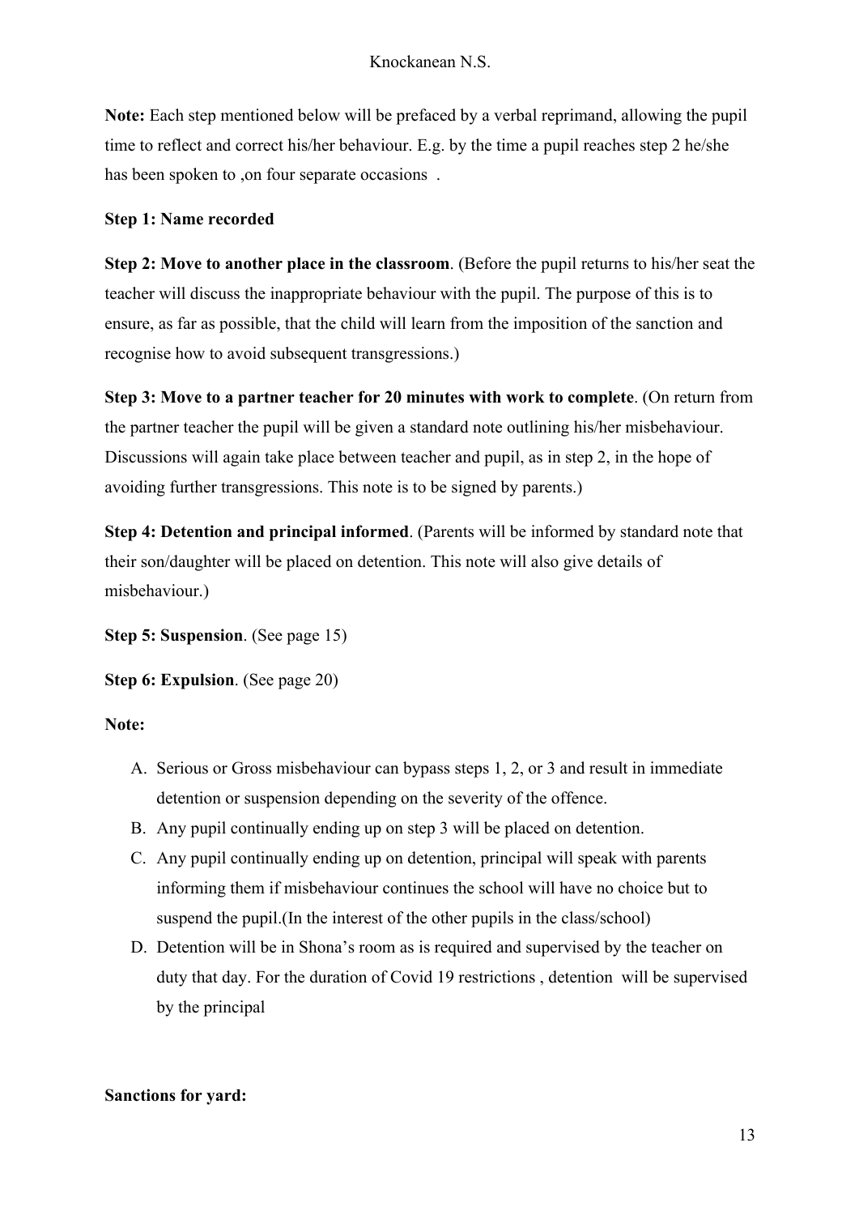**Note:** Each step mentioned below will be prefaced by a verbal reprimand, allowing the pupil time to reflect and correct his/her behaviour. E.g. by the time a pupil reaches step 2 he/she has been spoken to ,on four separate occasions .

**Step 1: Name recorded**

**Step 2: Move to another place in the classroom**. (Before the pupil returns to his/her seat the teacher will discuss the inappropriate behaviour with the pupil. The purpose of this is to ensure, as far as possible, that the child will learn from the imposition of the sanction and recognise how to avoid subsequent transgressions.)

**Step 3: Move to a partner teacher for 20 minutes with work to complete**. (On return from the partner teacher the pupil will be given a standard note outlining his/her misbehaviour. Discussions will again take place between teacher and pupil, as in step 2, in the hope of avoiding further transgressions. This note is to be signed by parents.)

**Step 4: Detention and principal informed**. (Parents will be informed by standard note that their son/daughter will be placed on detention. This note will also give details of misbehaviour.)

**Step 5: Suspension**. (See page 15)

**Step 6: Expulsion**. (See page 20)

**Note:**

A. Serious or Gross misbehaviour can bypass steps 1, 2, or 3 and result in immediate detention or suspension depending on the severity of the offence.
B. Any pupil continually ending up on step 3 will be placed on detention.
C. Any pupil continually ending up on detention, principal will speak with parents informing them if misbehaviour continues the school will have no choice but to suspend the pupil.(In the interest of the other pupils in the class/school)
D. Detention will be in Shona's room as is required and supervised by the teacher on duty that day. For the duration of Covid 19 restrictions , detention will be supervised by the principal

**Sanctions for yard:**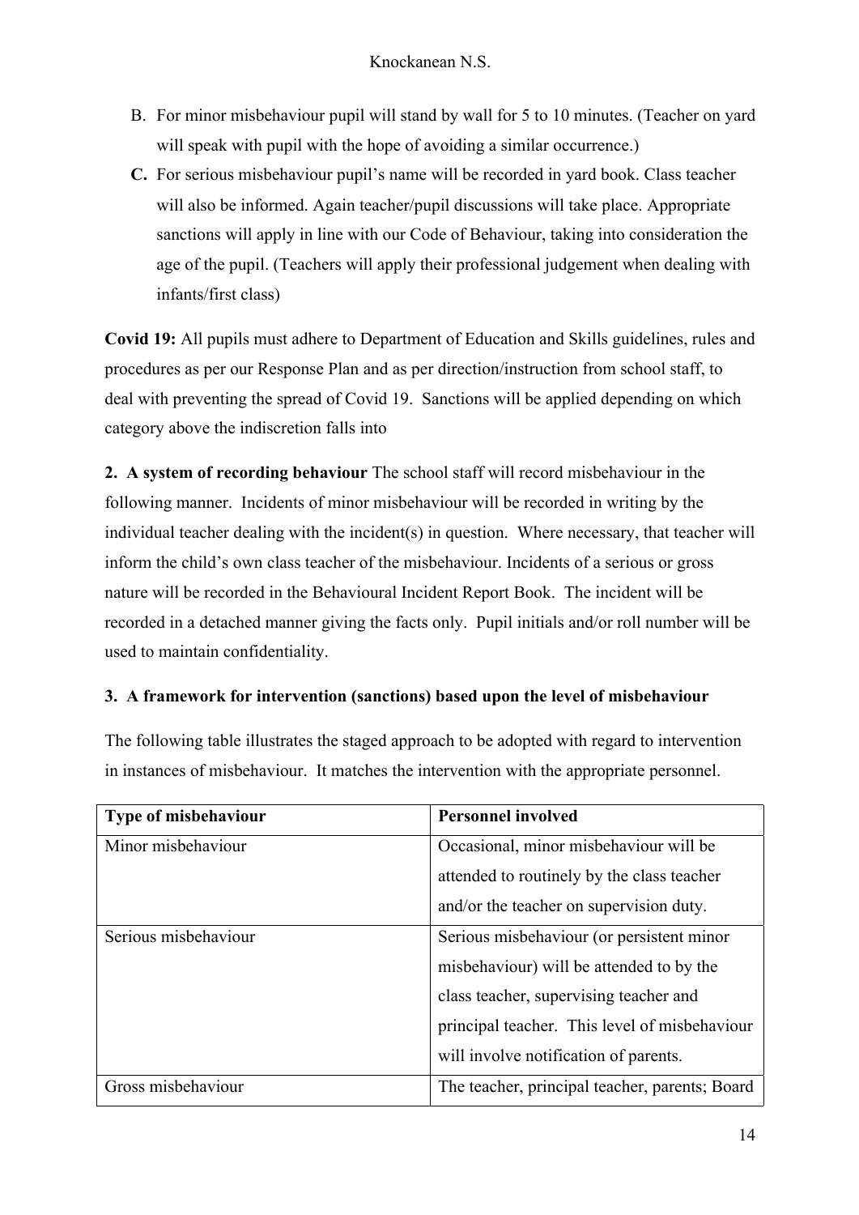B. For minor misbehaviour pupil will stand by wall for 5 to 10 minutes. (Teacher on yard will speak with pupil with the hope of avoiding a similar occurrence.)

**C.** For serious misbehaviour pupil's name will be recorded in yard book. Class teacher will also be informed. Again teacher/pupil discussions will take place. Appropriate sanctions will apply in line with our Code of Behaviour, taking into consideration the age of the pupil. (Teachers will apply their professional judgement when dealing with infants/first class)

**Covid 19:** All pupils must adhere to Department of Education and Skills guidelines, rules and procedures as per our Response Plan and as per direction/instruction from school staff, to deal with preventing the spread of Covid 19. Sanctions will be applied depending on which category above the indiscretion falls into

**2. A system of recording behaviour** The school staff will record misbehaviour in the following manner. Incidents of minor misbehaviour will be recorded in writing by the individual teacher dealing with the incident(s) in question. Where necessary, that teacher will inform the child's own class teacher of the misbehaviour. Incidents of a serious or gross nature will be recorded in the Behavioural Incident Report Book. The incident will be recorded in a detached manner giving the facts only. Pupil initials and/or roll number will be used to maintain confidentiality.

**3. A framework for intervention (sanctions) based upon the level of misbehaviour**

The following table illustrates the staged approach to be adopted with regard to intervention in instances of misbehaviour. It matches the intervention with the appropriate personnel.

| **Type of misbehaviour** | **Personnel involved** |
|---|---|
| Minor misbehaviour | Occasional, minor misbehaviour will be attended to routinely by the class teacher and/or the teacher on supervision duty. |
| Serious misbehaviour | Serious misbehaviour (or persistent minor misbehaviour) will be attended to by the class teacher, supervising teacher and principal teacher. This level of misbehaviour will involve notification of parents. |
| Gross misbehaviour | The teacher, principal teacher, parents; Board |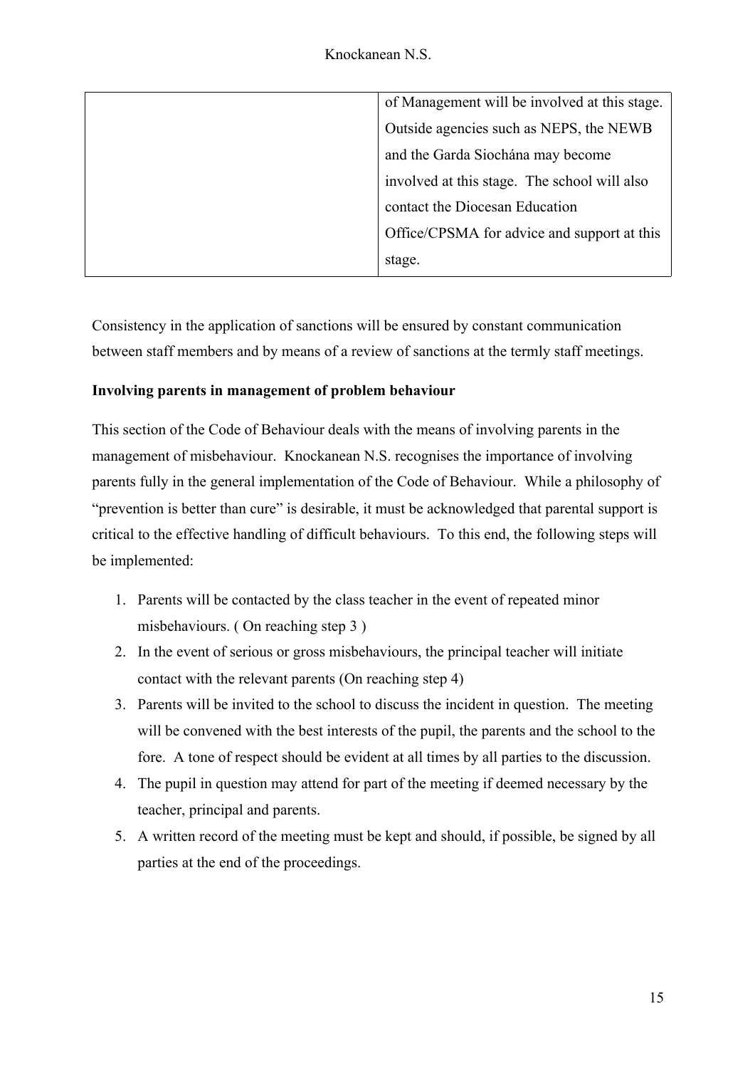| | |
|---|---|
| | of Management will be involved at this stage. Outside agencies such as NEPS, the NEWB and the Garda Siochána may become involved at this stage. The school will also contact the Diocesan Education Office/CPSMA for advice and support at this stage. |

Consistency in the application of sanctions will be ensured by constant communication between staff members and by means of a review of sanctions at the termly staff meetings.

**Involving parents in management of problem behaviour**

This section of the Code of Behaviour deals with the means of involving parents in the management of misbehaviour. Knockanean N.S. recognises the importance of involving parents fully in the general implementation of the Code of Behaviour. While a philosophy of "prevention is better than cure" is desirable, it must be acknowledged that parental support is critical to the effective handling of difficult behaviours. To this end, the following steps will be implemented:

1. Parents will be contacted by the class teacher in the event of repeated minor misbehaviours. ( On reaching step 3 )
2. In the event of serious or gross misbehaviours, the principal teacher will initiate contact with the relevant parents (On reaching step 4)
3. Parents will be invited to the school to discuss the incident in question. The meeting will be convened with the best interests of the pupil, the parents and the school to the fore. A tone of respect should be evident at all times by all parties to the discussion.
4. The pupil in question may attend for part of the meeting if deemed necessary by the teacher, principal and parents.
5. A written record of the meeting must be kept and should, if possible, be signed by all parties at the end of the proceedings.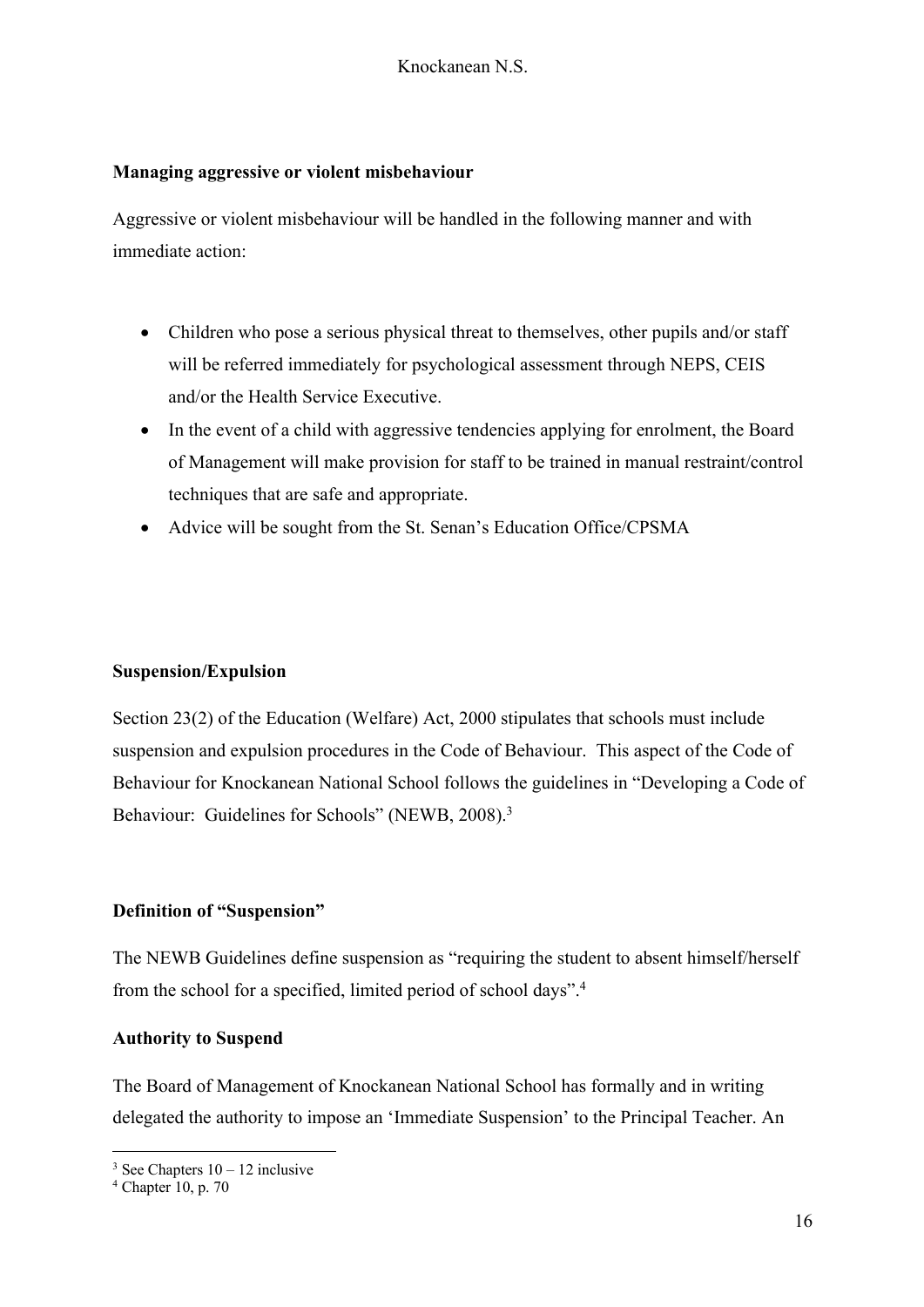**Managing aggressive or violent misbehaviour**

Aggressive or violent misbehaviour will be handled in the following manner and with immediate action:

- Children who pose a serious physical threat to themselves, other pupils and/or staff will be referred immediately for psychological assessment through NEPS, CEIS and/or the Health Service Executive.
- In the event of a child with aggressive tendencies applying for enrolment, the Board of Management will make provision for staff to be trained in manual restraint/control techniques that are safe and appropriate.
- Advice will be sought from the St. Senan's Education Office/CPSMA

**Suspension/Expulsion**

Section 23(2) of the Education (Welfare) Act, 2000 stipulates that schools must include suspension and expulsion procedures in the Code of Behaviour. This aspect of the Code of Behaviour for Knockanean National School follows the guidelines in "Developing a Code of Behaviour: Guidelines for Schools" (NEWB, 2008).[3]

**Definition of "Suspension"**

The NEWB Guidelines define suspension as "requiring the student to absent himself/herself from the school for a specified, limited period of school days".[4]

**Authority to Suspend**

The Board of Management of Knockanean National School has formally and in writing delegated the authority to impose an 'Immediate Suspension' to the Principal Teacher. An

[3] See Chapters 10 – 12 inclusive
[4] Chapter 10, p. 70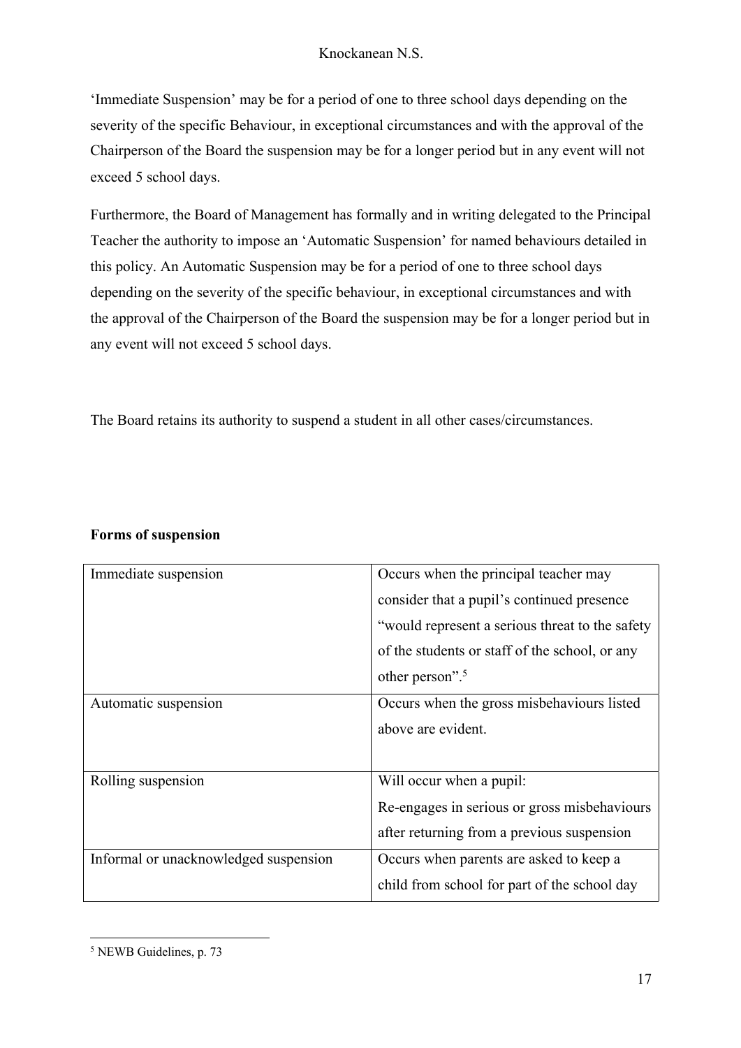'Immediate Suspension' may be for a period of one to three school days depending on the severity of the specific Behaviour, in exceptional circumstances and with the approval of the Chairperson of the Board the suspension may be for a longer period but in any event will not exceed 5 school days.

Furthermore, the Board of Management has formally and in writing delegated to the Principal Teacher the authority to impose an 'Automatic Suspension' for named behaviours detailed in this policy. An Automatic Suspension may be for a period of one to three school days depending on the severity of the specific behaviour, in exceptional circumstances and with the approval of the Chairperson of the Board the suspension may be for a longer period but in any event will not exceed 5 school days.

The Board retains its authority to suspend a student in all other cases/circumstances.

**Forms of suspension**

| | |
|---|---|
| Immediate suspension | Occurs when the principal teacher may consider that a pupil's continued presence "would represent a serious threat to the safety of the students or staff of the school, or any other person".[5] |
| Automatic suspension | Occurs when the gross misbehaviours listed above are evident. |
| Rolling suspension | Will occur when a pupil: Re-engages in serious or gross misbehaviours after returning from a previous suspension |
| Informal or unacknowledged suspension | Occurs when parents are asked to keep a child from school for part of the school day |

[5] NEWB Guidelines, p. 73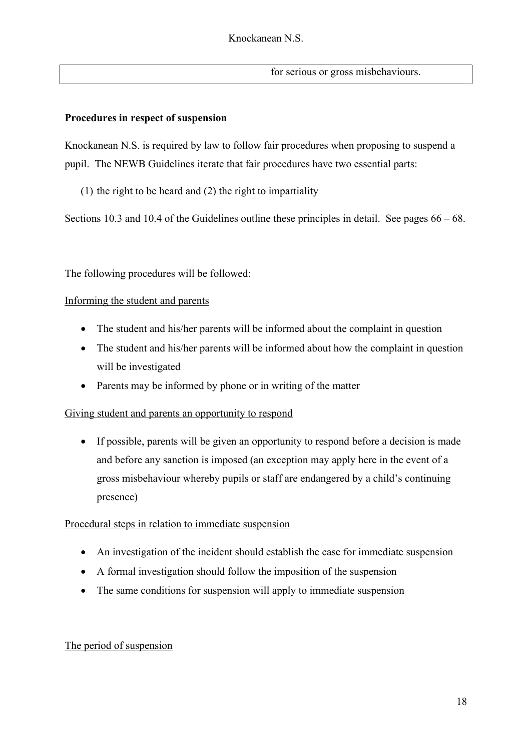| | for serious or gross misbehaviours. |
|---|---|

**Procedures in respect of suspension**

Knockanean N.S. is required by law to follow fair procedures when proposing to suspend a pupil. The NEWB Guidelines iterate that fair procedures have two essential parts:

(1) the right to be heard and (2) the right to impartiality

Sections 10.3 and 10.4 of the Guidelines outline these principles in detail. See pages 66 – 68.

The following procedures will be followed:

<u>Informing the student and parents</u>

- The student and his/her parents will be informed about the complaint in question
- The student and his/her parents will be informed about how the complaint in question will be investigated
- Parents may be informed by phone or in writing of the matter

<u>Giving student and parents an opportunity to respond</u>

- If possible, parents will be given an opportunity to respond before a decision is made and before any sanction is imposed (an exception may apply here in the event of a gross misbehaviour whereby pupils or staff are endangered by a child's continuing presence)

<u>Procedural steps in relation to immediate suspension</u>

- An investigation of the incident should establish the case for immediate suspension
- A formal investigation should follow the imposition of the suspension
- The same conditions for suspension will apply to immediate suspension

<u>The period of suspension</u>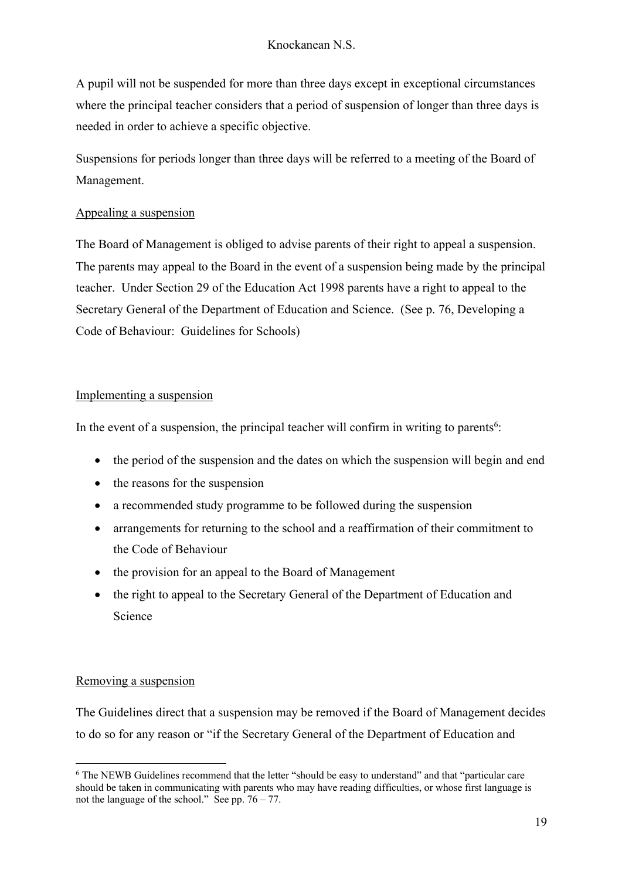A pupil will not be suspended for more than three days except in exceptional circumstances where the principal teacher considers that a period of suspension of longer than three days is needed in order to achieve a specific objective.

Suspensions for periods longer than three days will be referred to a meeting of the Board of Management.

### Appealing a suspension

The Board of Management is obliged to advise parents of their right to appeal a suspension. The parents may appeal to the Board in the event of a suspension being made by the principal teacher. Under Section 29 of the Education Act 1998 parents have a right to appeal to the Secretary General of the Department of Education and Science. (See p. 76, Developing a Code of Behaviour: Guidelines for Schools)

### Implementing a suspension

In the event of a suspension, the principal teacher will confirm in writing to parents[6]:

- the period of the suspension and the dates on which the suspension will begin and end
- the reasons for the suspension
- a recommended study programme to be followed during the suspension
- arrangements for returning to the school and a reaffirmation of their commitment to the Code of Behaviour
- the provision for an appeal to the Board of Management
- the right to appeal to the Secretary General of the Department of Education and Science

### Removing a suspension

The Guidelines direct that a suspension may be removed if the Board of Management decides to do so for any reason or "if the Secretary General of the Department of Education and

---

[6] The NEWB Guidelines recommend that the letter "should be easy to understand" and that "particular care should be taken in communicating with parents who may have reading difficulties, or whose first language is not the language of the school." See pp. 76 – 77.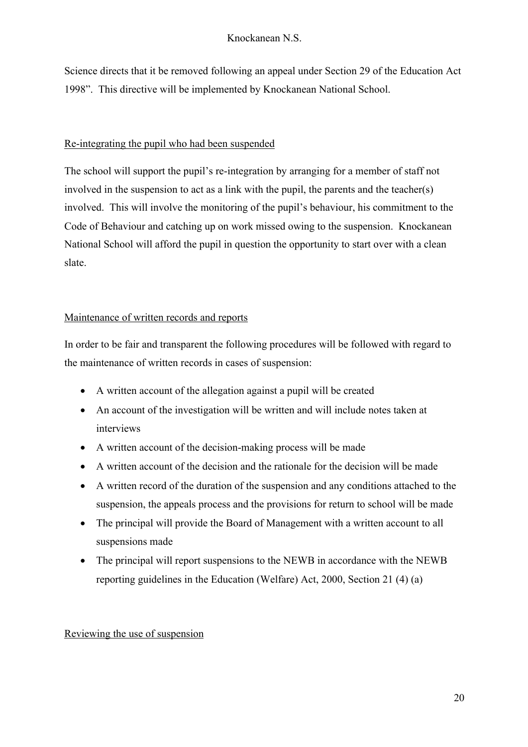Science directs that it be removed following an appeal under Section 29 of the Education Act 1998". This directive will be implemented by Knockanean National School.

## Re-integrating the pupil who had been suspended

The school will support the pupil's re-integration by arranging for a member of staff not involved in the suspension to act as a link with the pupil, the parents and the teacher(s) involved. This will involve the monitoring of the pupil's behaviour, his commitment to the Code of Behaviour and catching up on work missed owing to the suspension. Knockanean National School will afford the pupil in question the opportunity to start over with a clean slate.

## Maintenance of written records and reports

In order to be fair and transparent the following procedures will be followed with regard to the maintenance of written records in cases of suspension:

- A written account of the allegation against a pupil will be created
- An account of the investigation will be written and will include notes taken at interviews
- A written account of the decision-making process will be made
- A written account of the decision and the rationale for the decision will be made
- A written record of the duration of the suspension and any conditions attached to the suspension, the appeals process and the provisions for return to school will be made
- The principal will provide the Board of Management with a written account to all suspensions made
- The principal will report suspensions to the NEWB in accordance with the NEWB reporting guidelines in the Education (Welfare) Act, 2000, Section 21 (4) (a)

## Reviewing the use of suspension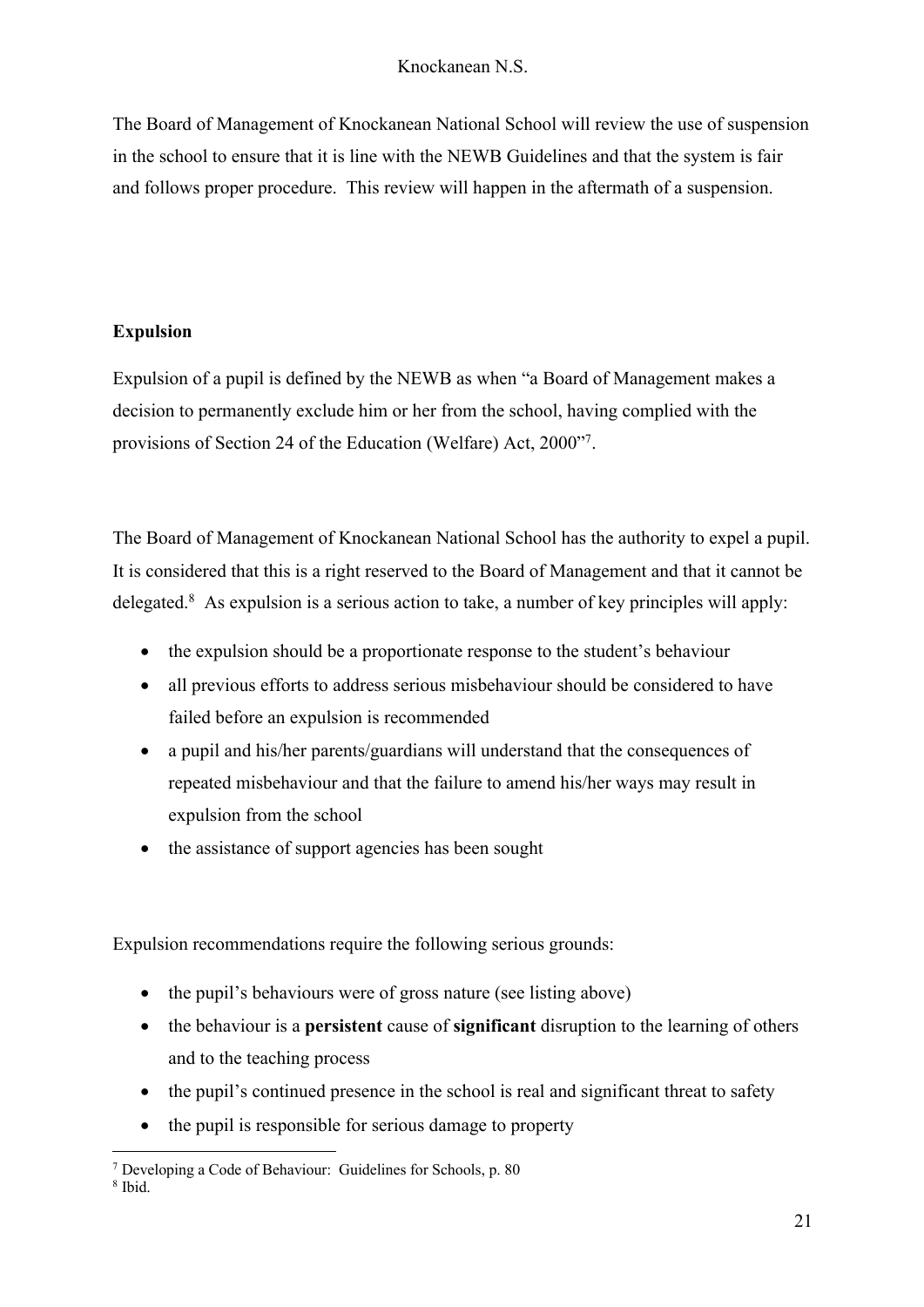The Board of Management of Knockanean National School will review the use of suspension in the school to ensure that it is line with the NEWB Guidelines and that the system is fair and follows proper procedure. This review will happen in the aftermath of a suspension.

**Expulsion**

Expulsion of a pupil is defined by the NEWB as when "a Board of Management makes a decision to permanently exclude him or her from the school, having complied with the provisions of Section 24 of the Education (Welfare) Act, 2000"[7].

The Board of Management of Knockanean National School has the authority to expel a pupil. It is considered that this is a right reserved to the Board of Management and that it cannot be delegated.[8] As expulsion is a serious action to take, a number of key principles will apply:

- the expulsion should be a proportionate response to the student's behaviour
- all previous efforts to address serious misbehaviour should be considered to have failed before an expulsion is recommended
- a pupil and his/her parents/guardians will understand that the consequences of repeated misbehaviour and that the failure to amend his/her ways may result in expulsion from the school
- the assistance of support agencies has been sought

Expulsion recommendations require the following serious grounds:

- the pupil's behaviours were of gross nature (see listing above)
- the behaviour is a **persistent** cause of **significant** disruption to the learning of others and to the teaching process
- the pupil's continued presence in the school is real and significant threat to safety
- the pupil is responsible for serious damage to property

[7] Developing a Code of Behaviour: Guidelines for Schools, p. 80
[8] Ibid.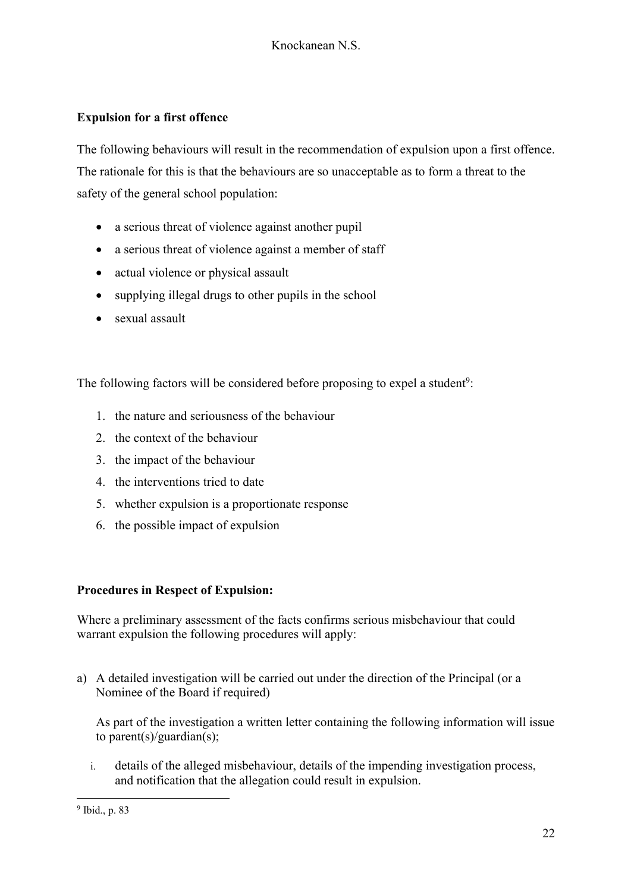**Expulsion for a first offence**

The following behaviours will result in the recommendation of expulsion upon a first offence. The rationale for this is that the behaviours are so unacceptable as to form a threat to the safety of the general school population:

- a serious threat of violence against another pupil
- a serious threat of violence against a member of staff
- actual violence or physical assault
- supplying illegal drugs to other pupils in the school
- sexual assault

The following factors will be considered before proposing to expel a student[9]:

1. the nature and seriousness of the behaviour
2. the context of the behaviour
3. the impact of the behaviour
4. the interventions tried to date
5. whether expulsion is a proportionate response
6. the possible impact of expulsion

**Procedures in Respect of Expulsion:**

Where a preliminary assessment of the facts confirms serious misbehaviour that could warrant expulsion the following procedures will apply:

a) A detailed investigation will be carried out under the direction of the Principal (or a Nominee of the Board if required)

   As part of the investigation a written letter containing the following information will issue to parent(s)/guardian(s);

   i. details of the alleged misbehaviour, details of the impending investigation process, and notification that the allegation could result in expulsion.

---

[9] Ibid., p. 83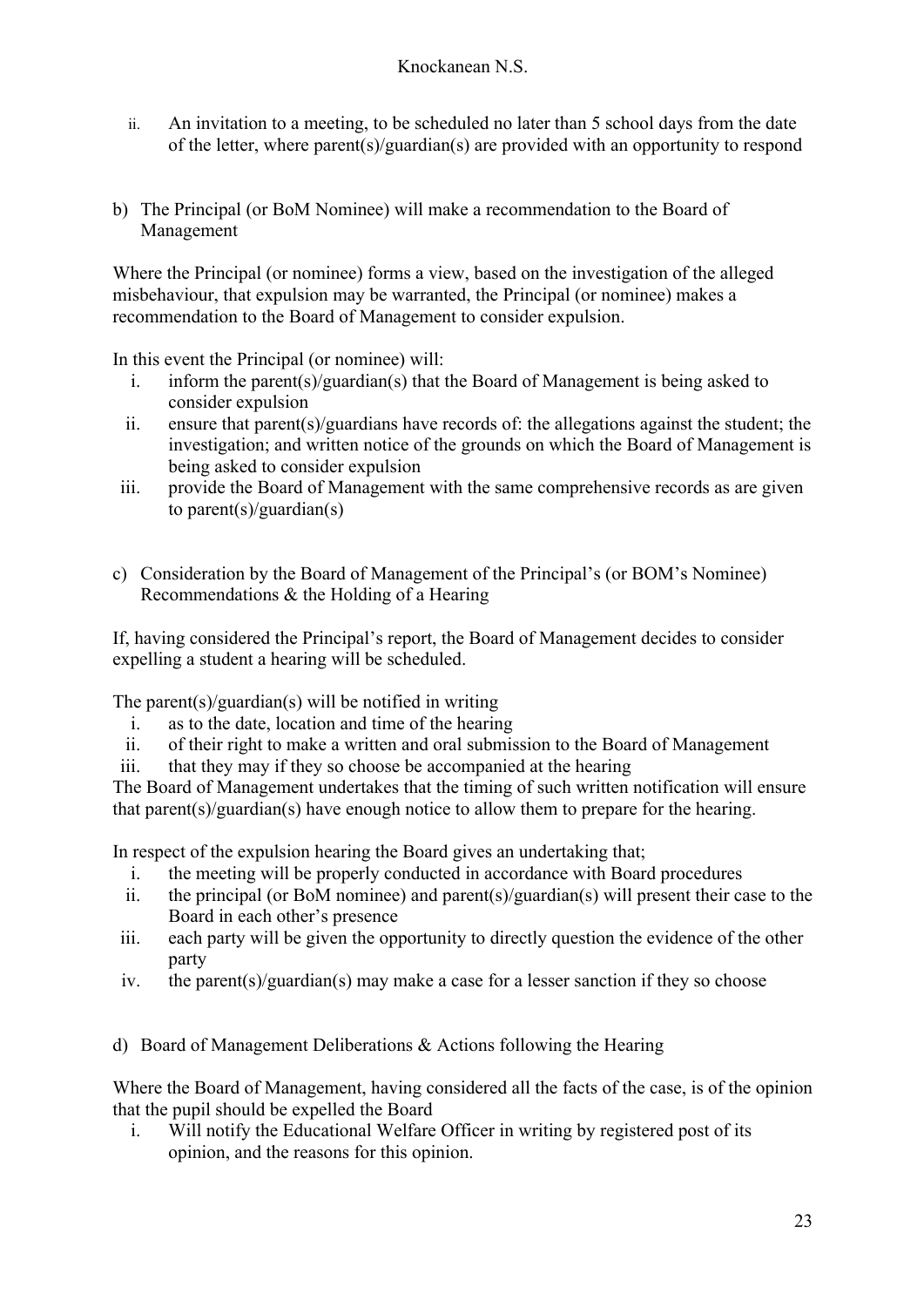ii. An invitation to a meeting, to be scheduled no later than 5 school days from the date of the letter, where parent(s)/guardian(s) are provided with an opportunity to respond

b) The Principal (or BoM Nominee) will make a recommendation to the Board of Management

Where the Principal (or nominee) forms a view, based on the investigation of the alleged misbehaviour, that expulsion may be warranted, the Principal (or nominee) makes a recommendation to the Board of Management to consider expulsion.

In this event the Principal (or nominee) will:

i. inform the parent(s)/guardian(s) that the Board of Management is being asked to consider expulsion
ii. ensure that parent(s)/guardians have records of: the allegations against the student; the investigation; and written notice of the grounds on which the Board of Management is being asked to consider expulsion
iii. provide the Board of Management with the same comprehensive records as are given to parent(s)/guardian(s)

c) Consideration by the Board of Management of the Principal's (or BOM's Nominee) Recommendations & the Holding of a Hearing

If, having considered the Principal's report, the Board of Management decides to consider expelling a student a hearing will be scheduled.

The parent(s)/guardian(s) will be notified in writing

i. as to the date, location and time of the hearing
ii. of their right to make a written and oral submission to the Board of Management
iii. that they may if they so choose be accompanied at the hearing

The Board of Management undertakes that the timing of such written notification will ensure that parent(s)/guardian(s) have enough notice to allow them to prepare for the hearing.

In respect of the expulsion hearing the Board gives an undertaking that;

i. the meeting will be properly conducted in accordance with Board procedures
ii. the principal (or BoM nominee) and parent(s)/guardian(s) will present their case to the Board in each other's presence
iii. each party will be given the opportunity to directly question the evidence of the other party
iv. the parent(s)/guardian(s) may make a case for a lesser sanction if they so choose

d) Board of Management Deliberations & Actions following the Hearing

Where the Board of Management, having considered all the facts of the case, is of the opinion that the pupil should be expelled the Board

i. Will notify the Educational Welfare Officer in writing by registered post of its opinion, and the reasons for this opinion.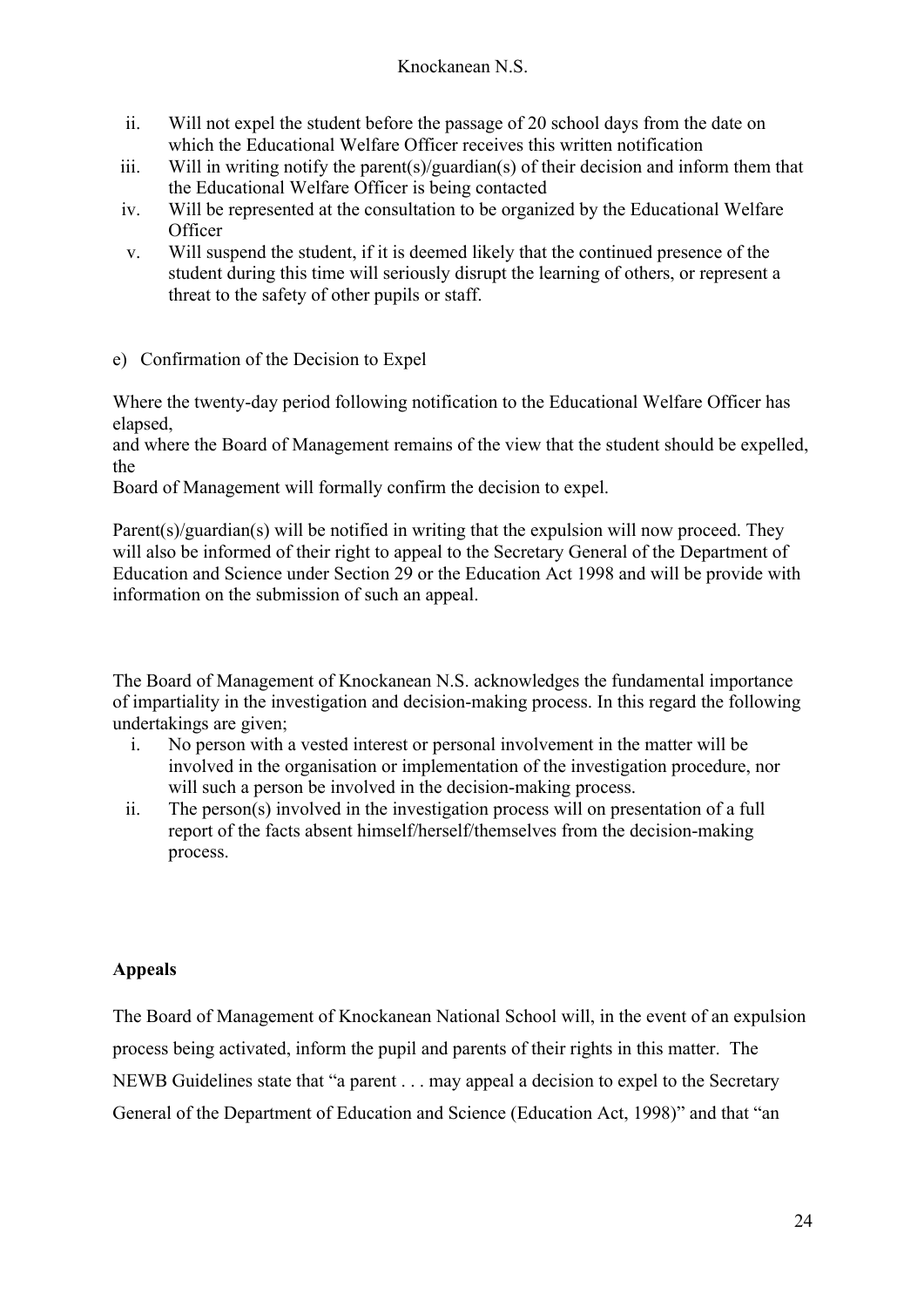ii. Will not expel the student before the passage of 20 school days from the date on which the Educational Welfare Officer receives this written notification
iii. Will in writing notify the parent(s)/guardian(s) of their decision and inform them that the Educational Welfare Officer is being contacted
iv. Will be represented at the consultation to be organized by the Educational Welfare Officer
v. Will suspend the student, if it is deemed likely that the continued presence of the student during this time will seriously disrupt the learning of others, or represent a threat to the safety of other pupils or staff.

e) Confirmation of the Decision to Expel

Where the twenty-day period following notification to the Educational Welfare Officer has elapsed,
and where the Board of Management remains of the view that the student should be expelled, the
Board of Management will formally confirm the decision to expel.

Parent(s)/guardian(s) will be notified in writing that the expulsion will now proceed. They will also be informed of their right to appeal to the Secretary General of the Department of Education and Science under Section 29 or the Education Act 1998 and will be provide with information on the submission of such an appeal.

The Board of Management of Knockanean N.S. acknowledges the fundamental importance of impartiality in the investigation and decision-making process. In this regard the following undertakings are given;

i. No person with a vested interest or personal involvement in the matter will be involved in the organisation or implementation of the investigation procedure, nor will such a person be involved in the decision-making process.
ii. The person(s) involved in the investigation process will on presentation of a full report of the facts absent himself/herself/themselves from the decision-making process.

**Appeals**

The Board of Management of Knockanean National School will, in the event of an expulsion process being activated, inform the pupil and parents of their rights in this matter. The NEWB Guidelines state that "a parent . . . may appeal a decision to expel to the Secretary General of the Department of Education and Science (Education Act, 1998)" and that "an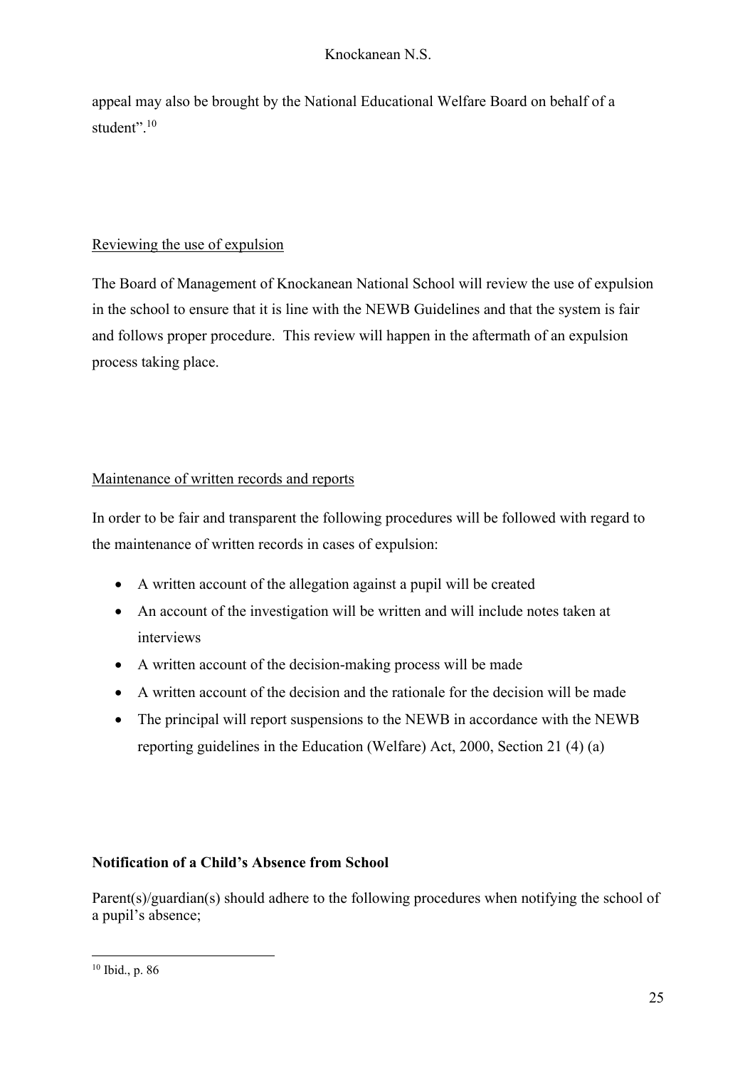appeal may also be brought by the National Educational Welfare Board on behalf of a student".[10]

Reviewing the use of expulsion

The Board of Management of Knockanean National School will review the use of expulsion in the school to ensure that it is line with the NEWB Guidelines and that the system is fair and follows proper procedure. This review will happen in the aftermath of an expulsion process taking place.

Maintenance of written records and reports

In order to be fair and transparent the following procedures will be followed with regard to the maintenance of written records in cases of expulsion:

- A written account of the allegation against a pupil will be created
- An account of the investigation will be written and will include notes taken at interviews
- A written account of the decision-making process will be made
- A written account of the decision and the rationale for the decision will be made
- The principal will report suspensions to the NEWB in accordance with the NEWB reporting guidelines in the Education (Welfare) Act, 2000, Section 21 (4) (a)

**Notification of a Child's Absence from School**

Parent(s)/guardian(s) should adhere to the following procedures when notifying the school of a pupil's absence;

---

[10] Ibid., p. 86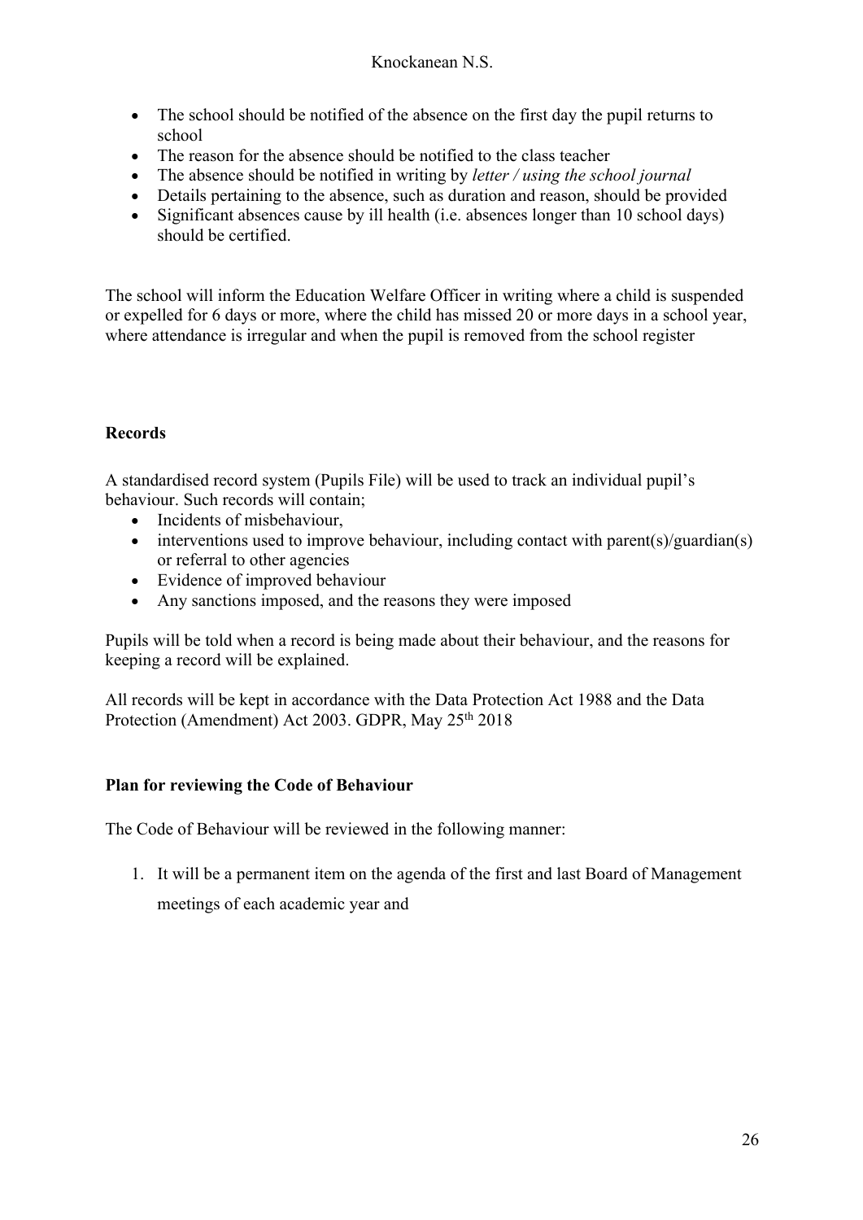- The school should be notified of the absence on the first day the pupil returns to school
- The reason for the absence should be notified to the class teacher
- The absence should be notified in writing by *letter / using the school journal*
- Details pertaining to the absence, such as duration and reason, should be provided
- Significant absences cause by ill health (i.e. absences longer than 10 school days) should be certified.

The school will inform the Education Welfare Officer in writing where a child is suspended or expelled for 6 days or more, where the child has missed 20 or more days in a school year, where attendance is irregular and when the pupil is removed from the school register

**Records**

A standardised record system (Pupils File) will be used to track an individual pupil's behaviour. Such records will contain;

- Incidents of misbehaviour,
- interventions used to improve behaviour, including contact with parent(s)/guardian(s) or referral to other agencies
- Evidence of improved behaviour
- Any sanctions imposed, and the reasons they were imposed

Pupils will be told when a record is being made about their behaviour, and the reasons for keeping a record will be explained.

All records will be kept in accordance with the Data Protection Act 1988 and the Data Protection (Amendment) Act 2003. GDPR, May 25th 2018

**Plan for reviewing the Code of Behaviour**

The Code of Behaviour will be reviewed in the following manner:

1. It will be a permanent item on the agenda of the first and last Board of Management meetings of each academic year and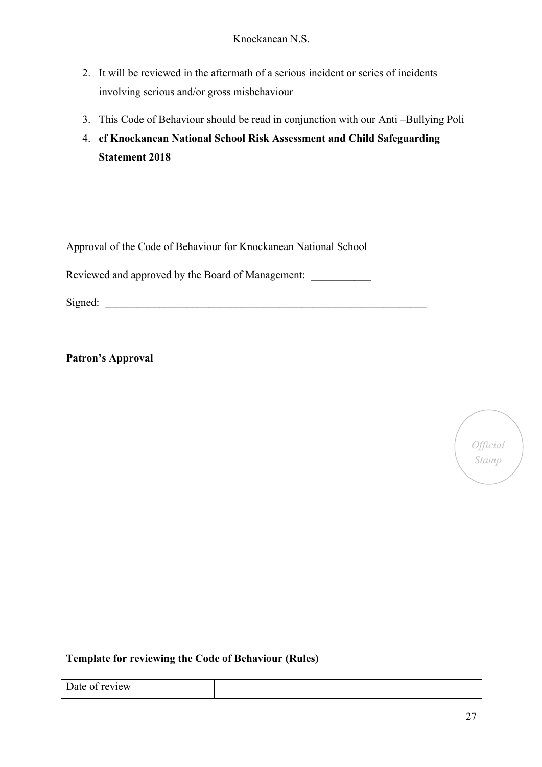2. It will be reviewed in the aftermath of a serious incident or series of incidents involving serious and/or gross misbehaviour
3. This Code of Behaviour should be read in conjunction with our Anti –Bullying Poli
4. **cf Knockanean National School Risk Assessment and Child Safeguarding Statement 2018**

Approval of the Code of Behaviour for Knockanean National School

Reviewed and approved by the Board of Management: ___________

Signed: ____________________________________________________________

**Patron's Approval**

*Official Stamp*

**Template for reviewing the Code of Behaviour (Rules)**

| Date of review | |
|---|---|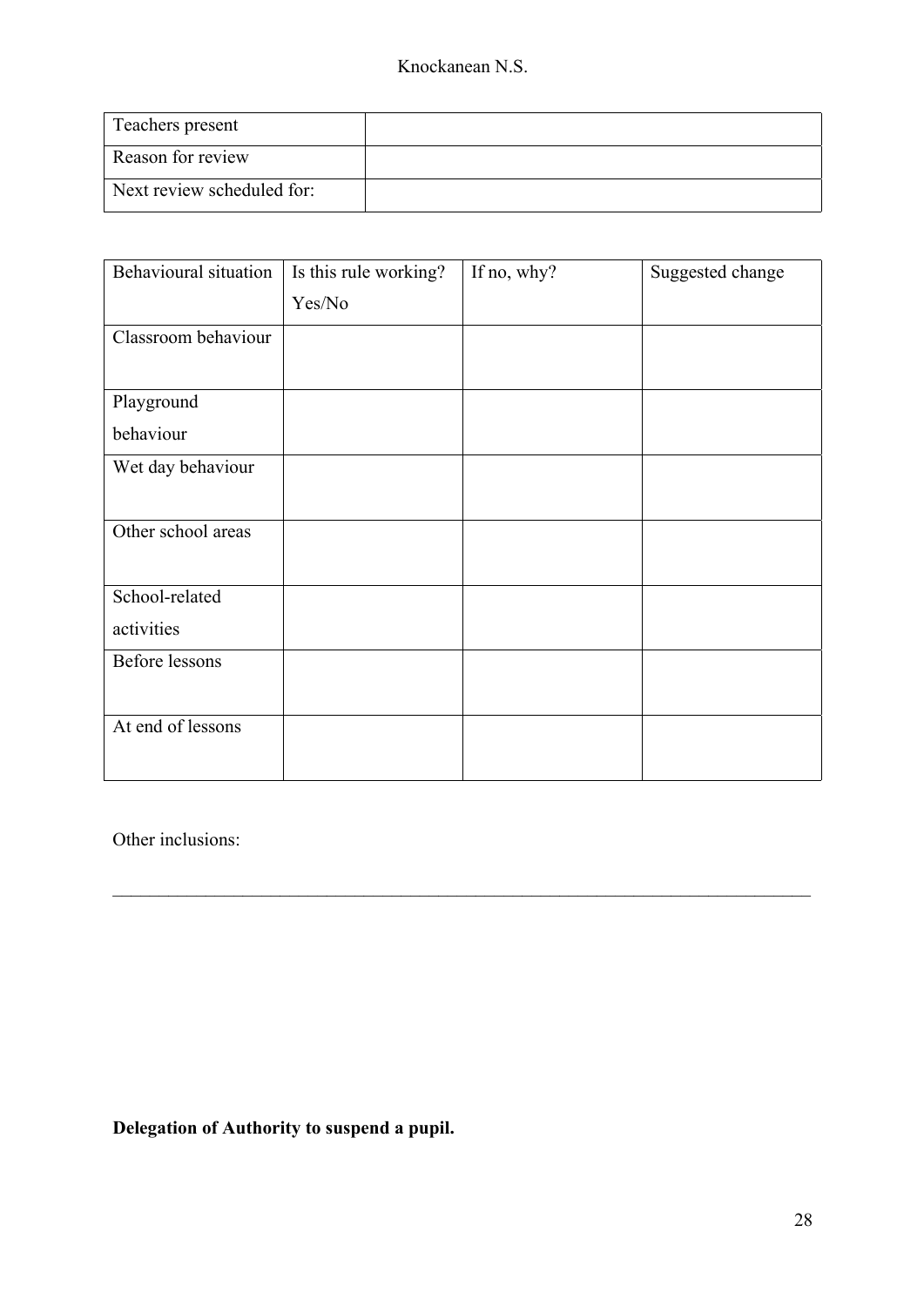| Teachers present | |
|---|---|
| Reason for review | |
| Next review scheduled for: | |

| Behavioural situation | Is this rule working? Yes/No | If no, why? | Suggested change |
|---|---|---|---|
| Classroom behaviour | | | |
| Playground behaviour | | | |
| Wet day behaviour | | | |
| Other school areas | | | |
| School-related activities | | | |
| Before lessons | | | |
| At end of lessons | | | |

Other inclusions:

___________________________________________________________________________

**Delegation of Authority to suspend a pupil.**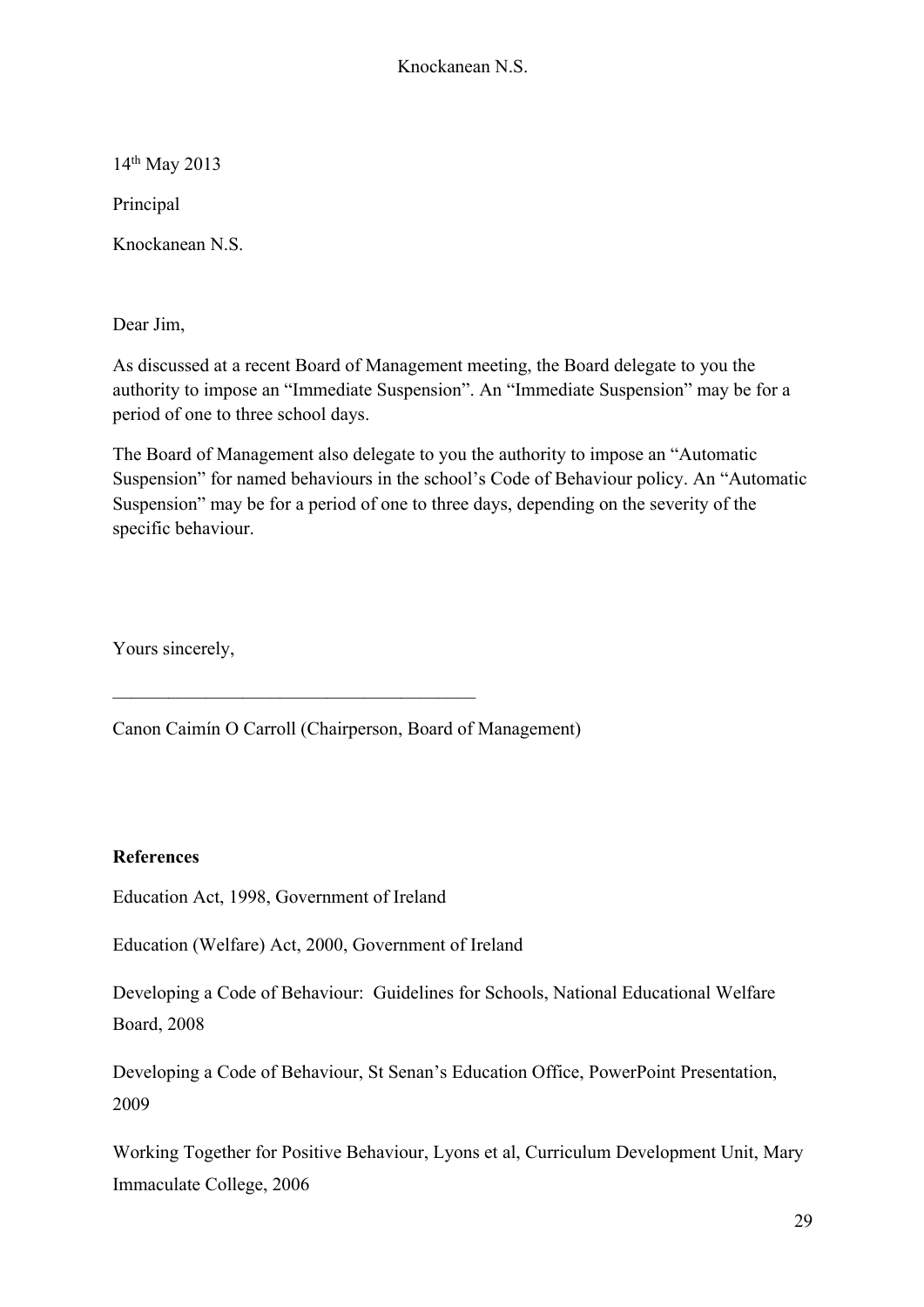14th May 2013

Principal

Knockanean N.S.

Dear Jim,

As discussed at a recent Board of Management meeting, the Board delegate to you the authority to impose an "Immediate Suspension". An "Immediate Suspension" may be for a period of one to three school days.

The Board of Management also delegate to you the authority to impose an "Automatic Suspension" for named behaviours in the school's Code of Behaviour policy. An "Automatic Suspension" may be for a period of one to three days, depending on the severity of the specific behaviour.

Yours sincerely,

\_\_\_\_\_\_\_\_\_\_\_\_\_\_\_\_\_\_\_\_\_\_\_\_\_\_\_\_\_\_\_\_\_\_\_\_\_\_

Canon Caimín O Carroll (Chairperson, Board of Management)

**References**

Education Act, 1998, Government of Ireland

Education (Welfare) Act, 2000, Government of Ireland

Developing a Code of Behaviour: Guidelines for Schools, National Educational Welfare Board, 2008

Developing a Code of Behaviour, St Senan's Education Office, PowerPoint Presentation, 2009

Working Together for Positive Behaviour, Lyons et al, Curriculum Development Unit, Mary Immaculate College, 2006